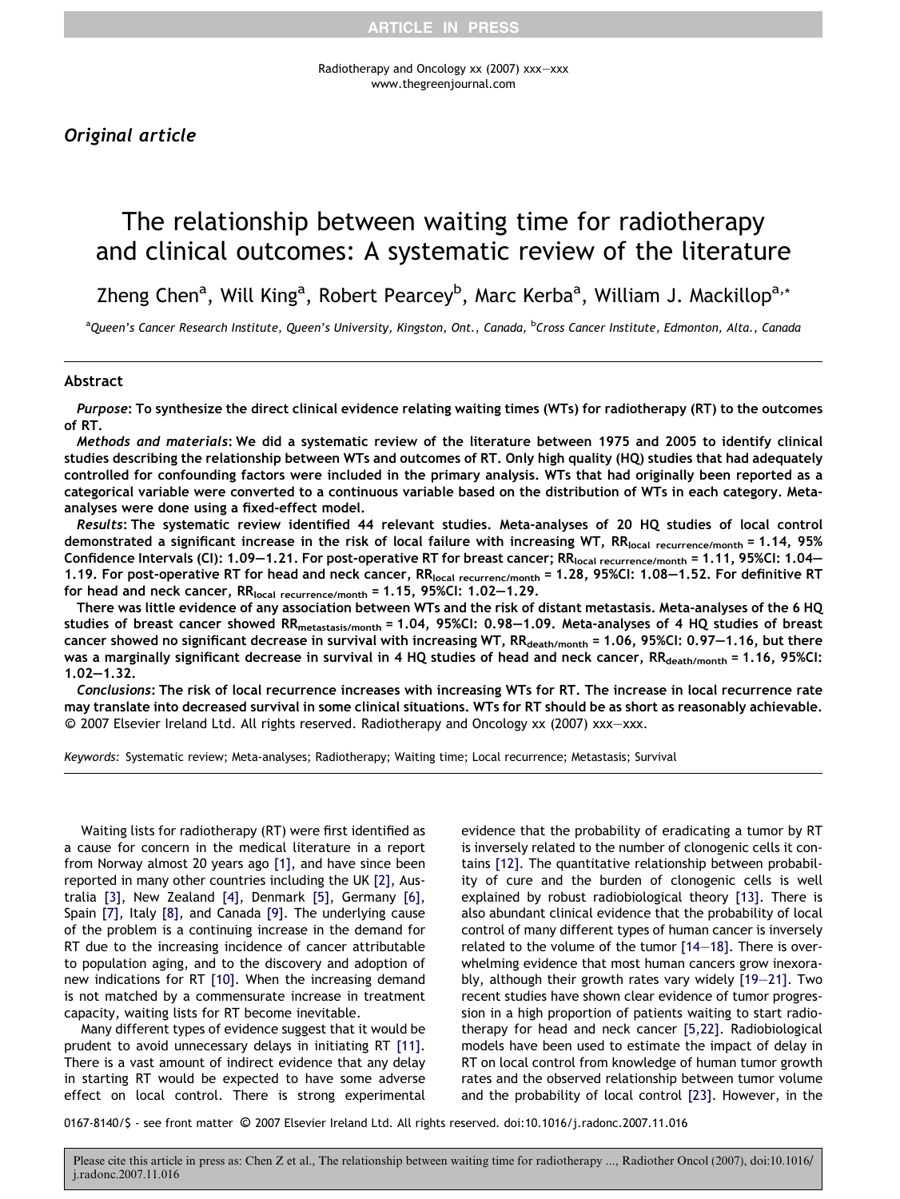*Original article*

# The relationship between waiting time for radiotherapy and clinical outcomes: A systematic review of the literature

Zheng Chen[a], Will King[a], Robert Pearcey[b], Marc Kerba[a], William J. Mackillop[a,*]

[a]Queen's Cancer Research Institute, Queen's University, Kingston, Ont., Canada, [b]Cross Cancer Institute, Edmonton, Alta., Canada

## Abstract

**Purpose: To synthesize the direct clinical evidence relating waiting times (WTs) for radiotherapy (RT) to the outcomes of RT.**

**Methods and materials: We did a systematic review of the literature between 1975 and 2005 to identify clinical studies describing the relationship between WTs and outcomes of RT. Only high quality (HQ) studies that had adequately controlled for confounding factors were included in the primary analysis. WTs that had originally been reported as a categorical variable were converted to a continuous variable based on the distribution of WTs in each category. Meta-analyses were done using a fixed-effect model.**

**Results: The systematic review identified 44 relevant studies. Meta-analyses of 20 HQ studies of local control demonstrated a significant increase in the risk of local failure with increasing WT, $RR_{local\ recurrence/month}$ = 1.14, 95% Confidence Intervals (CI): 1.09–1.21. For post-operative RT for breast cancer; $RR_{local\ recurrence/month}$ = 1.11, 95%CI: 1.04–1.19. For post-operative RT for head and neck cancer, $RR_{local\ recurrenc/month}$ = 1.28, 95%CI: 1.08–1.52. For definitive RT for head and neck cancer, $RR_{local\ recurrence/month}$ = 1.15, 95%CI: 1.02–1.29.**

**There was little evidence of any association between WTs and the risk of distant metastasis. Meta-analyses of the 6 HQ studies of breast cancer showed $RR_{metastasis/month}$ = 1.04, 95%CI: 0.98–1.09. Meta-analyses of 4 HQ studies of breast cancer showed no significant decrease in survival with increasing WT, $RR_{death/month}$ = 1.06, 95%CI: 0.97–1.16, but there was a marginally significant decrease in survival in 4 HQ studies of head and neck cancer, $RR_{death/month}$ = 1.16, 95%CI: 1.02–1.32.**

**Conclusions: The risk of local recurrence increases with increasing WTs for RT. The increase in local recurrence rate may translate into decreased survival in some clinical situations. WTs for RT should be as short as reasonably achievable.**
© 2007 Elsevier Ireland Ltd. All rights reserved. Radiotherapy and Oncology xx (2007) xxx–xxx.

*Keywords:* Systematic review; Meta-analyses; Radiotherapy; Waiting time; Local recurrence; Metastasis; Survival

Waiting lists for radiotherapy (RT) were first identified as a cause for concern in the medical literature in a report from Norway almost 20 years ago [1], and have since been reported in many other countries including the UK [2], Australia [3], New Zealand [4], Denmark [5], Germany [6], Spain [7], Italy [8], and Canada [9]. The underlying cause of the problem is a continuing increase in the demand for RT due to the increasing incidence of cancer attributable to population aging, and to the discovery and adoption of new indications for RT [10]. When the increasing demand is not matched by a commensurate increase in treatment capacity, waiting lists for RT become inevitable.

Many different types of evidence suggest that it would be prudent to avoid unnecessary delays in initiating RT [11]. There is a vast amount of indirect evidence that any delay in starting RT would be expected to have some adverse effect on local control. There is strong experimental evidence that the probability of eradicating a tumor by RT is inversely related to the number of clonogenic cells it contains [12]. The quantitative relationship between probability of cure and the burden of clonogenic cells is well explained by robust radiobiological theory [13]. There is also abundant clinical evidence that the probability of local control of many different types of human cancer is inversely related to the volume of the tumor [14–18]. There is overwhelming evidence that most human cancers grow inexorably, although their growth rates vary widely [19–21]. Two recent studies have shown clear evidence of tumor progression in a high proportion of patients waiting to start radiotherapy for head and neck cancer [5,22]. Radiobiological models have been used to estimate the impact of delay in RT on local control from knowledge of human tumor growth rates and the observed relationship between tumor volume and the probability of local control [23]. However, in the

0167-8140/$ - see front matter © 2007 Elsevier Ireland Ltd. All rights reserved. doi:10.1016/j.radonc.2007.11.016

Please cite this article in press as: Chen Z et al., The relationship between waiting time for radiotherapy ..., Radiother Oncol (2007), doi:10.1016/j.radonc.2007.11.016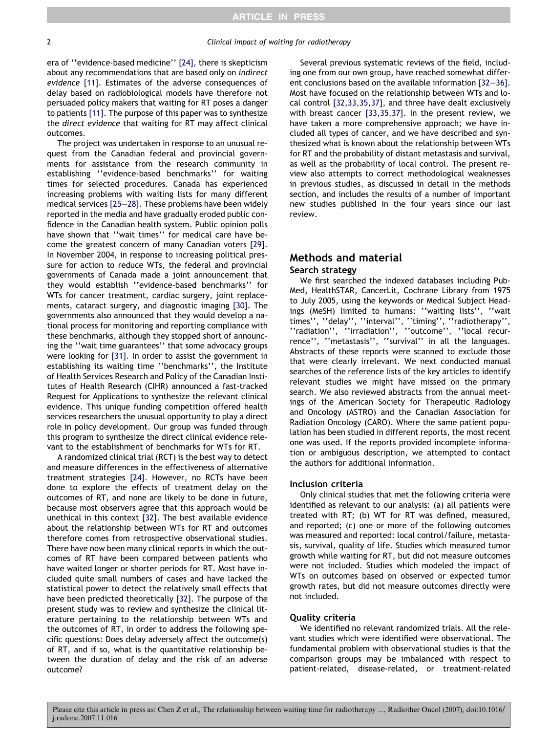era of ''evidence-based medicine'' [24], there is skepticism about any recommendations that are based only on *indirect evidence* [11]. Estimates of the adverse consequences of delay based on radiobiological models have therefore not persuaded policy makers that waiting for RT poses a danger to patients [11]. The purpose of this paper was to synthesize the *direct evidence* that waiting for RT may affect clinical outcomes.

The project was undertaken in response to an unusual request from the Canadian federal and provincial governments for assistance from the research community in establishing ''evidence-based benchmarks'' for waiting times for selected procedures. Canada has experienced increasing problems with waiting lists for many different medical services [25–28]. These problems have been widely reported in the media and have gradually eroded public confidence in the Canadian health system. Public opinion polls have shown that ''wait times'' for medical care have become the greatest concern of many Canadian voters [29]. In November 2004, in response to increasing political pressure for action to reduce WTs, the federal and provincial governments of Canada made a joint announcement that they would establish ''evidence-based benchmarks'' for WTs for cancer treatment, cardiac surgery, joint replacements, cataract surgery, and diagnostic imaging [30]. The governments also announced that they would develop a national process for monitoring and reporting compliance with these benchmarks, although they stopped short of announcing the ''wait time guarantees'' that some advocacy groups were looking for [31]. In order to assist the government in establishing its waiting time ''benchmarks'', the Institute of Health Services Research and Policy of the Canadian Institutes of Health Research (CIHR) announced a fast-tracked Request for Applications to synthesize the relevant clinical evidence. This unique funding competition offered health services researchers the unusual opportunity to play a direct role in policy development. Our group was funded through this program to synthesize the direct clinical evidence relevant to the establishment of benchmarks for WTs for RT.

A randomized clinical trial (RCT) is the best way to detect and measure differences in the effectiveness of alternative treatment strategies [24]. However, no RCTs have been done to explore the effects of treatment delay on the outcomes of RT, and none are likely to be done in future, because most observers agree that this approach would be unethical in this context [32]. The best available evidence about the relationship between WTs for RT and outcomes therefore comes from retrospective observational studies. There have now been many clinical reports in which the outcomes of RT have been compared between patients who have waited longer or shorter periods for RT. Most have included quite small numbers of cases and have lacked the statistical power to detect the relatively small effects that have been predicted theoretically [32]. The purpose of the present study was to review and synthesize the clinical literature pertaining to the relationship between WTs and the outcomes of RT, in order to address the following specific questions: Does delay adversely affect the outcome(s) of RT, and if so, what is the quantitative relationship between the duration of delay and the risk of an adverse outcome?

Several previous systematic reviews of the field, including one from our own group, have reached somewhat different conclusions based on the available information [32–36]. Most have focused on the relationship between WTs and local control [32,33,35,37], and three have dealt exclusively with breast cancer [33,35,37]. In the present review, we have taken a more comprehensive approach; we have included all types of cancer, and we have described and synthesized what is known about the relationship between WTs for RT and the probability of distant metastasis and survival, as well as the probability of local control. The present review also attempts to correct methodological weaknesses in previous studies, as discussed in detail in the methods section, and includes the results of a number of important new studies published in the four years since our last review.

## Methods and material

### Search strategy

We first searched the indexed databases including PubMed, HealthSTAR, CancerLit, Cochrane Library from 1975 to July 2005, using the keywords or Medical Subject Headings (MeSH) limited to humans: ''waiting lists'', ''wait times'', ''delay'', ''interval'', ''timing'', ''radiotherapy'', ''radiation'', ''irradiation'', ''outcome'', ''local recurrence'', ''metastasis'', ''survival'' in all the languages. Abstracts of these reports were scanned to exclude those that were clearly irrelevant. We next conducted manual searches of the reference lists of the key articles to identify relevant studies we might have missed on the primary search. We also reviewed abstracts from the annual meetings of the American Society for Therapeutic Radiology and Oncology (ASTRO) and the Canadian Association for Radiation Oncology (CARO). Where the same patient population has been studied in different reports, the most recent one was used. If the reports provided incomplete information or ambiguous description, we attempted to contact the authors for additional information.

### Inclusion criteria

Only clinical studies that met the following criteria were identified as relevant to our analysis: (a) all patients were treated with RT; (b) WT for RT was defined, measured, and reported; (c) one or more of the following outcomes was measured and reported: local control/failure, metastasis, survival, quality of life. Studies which measured tumor growth while waiting for RT, but did not measure outcomes were not included. Studies which modeled the impact of WTs on outcomes based on observed or expected tumor growth rates, but did not measure outcomes directly were not included.

### Quality criteria

We identified no relevant randomized trials. All the relevant studies which were identified were observational. The fundamental problem with observational studies is that the comparison groups may be imbalanced with respect to patient-related, disease-related, or treatment-related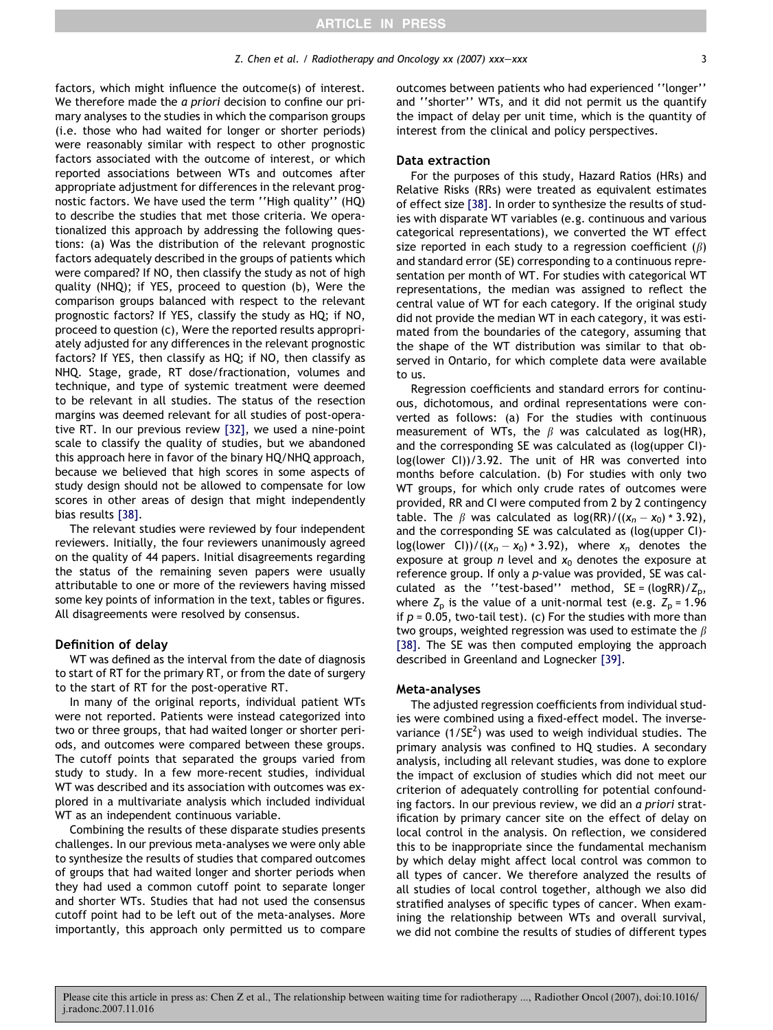factors, which might influence the outcome(s) of interest. We therefore made the *a priori* decision to confine our primary analyses to the studies in which the comparison groups (i.e. those who had waited for longer or shorter periods) were reasonably similar with respect to other prognostic factors associated with the outcome of interest, or which reported associations between WTs and outcomes after appropriate adjustment for differences in the relevant prognostic factors. We have used the term ''High quality'' (HQ) to describe the studies that met those criteria. We operationalized this approach by addressing the following questions: (a) Was the distribution of the relevant prognostic factors adequately described in the groups of patients which were compared? If NO, then classify the study as not of high quality (NHQ); if YES, proceed to question (b), Were the comparison groups balanced with respect to the relevant prognostic factors? If YES, classify the study as HQ; if NO, proceed to question (c), Were the reported results appropriately adjusted for any differences in the relevant prognostic factors? If YES, then classify as HQ; if NO, then classify as NHQ. Stage, grade, RT dose/fractionation, volumes and technique, and type of systemic treatment were deemed to be relevant in all studies. The status of the resection margins was deemed relevant for all studies of post-operative RT. In our previous review [32], we used a nine-point scale to classify the quality of studies, but we abandoned this approach here in favor of the binary HQ/NHQ approach, because we believed that high scores in some aspects of study design should not be allowed to compensate for low scores in other areas of design that might independently bias results [38].

The relevant studies were reviewed by four independent reviewers. Initially, the four reviewers unanimously agreed on the quality of 44 papers. Initial disagreements regarding the status of the remaining seven papers were usually attributable to one or more of the reviewers having missed some key points of information in the text, tables or figures. All disagreements were resolved by consensus.

### Definition of delay

WT was defined as the interval from the date of diagnosis to start of RT for the primary RT, or from the date of surgery to the start of RT for the post-operative RT.

In many of the original reports, individual patient WTs were not reported. Patients were instead categorized into two or three groups, that had waited longer or shorter periods, and outcomes were compared between these groups. The cutoff points that separated the groups varied from study to study. In a few more-recent studies, individual WT was described and its association with outcomes was explored in a multivariate analysis which included individual WT as an independent continuous variable.

Combining the results of these disparate studies presents challenges. In our previous meta-analyses we were only able to synthesize the results of studies that compared outcomes of groups that had waited longer and shorter periods when they had used a common cutoff point to separate longer and shorter WTs. Studies that had not used the consensus cutoff point had to be left out of the meta-analyses. More importantly, this approach only permitted us to compare outcomes between patients who had experienced ''longer'' and ''shorter'' WTs, and it did not permit us the quantify the impact of delay per unit time, which is the quantity of interest from the clinical and policy perspectives.

### Data extraction

For the purposes of this study, Hazard Ratios (HRs) and Relative Risks (RRs) were treated as equivalent estimates of effect size [38]. In order to synthesize the results of studies with disparate WT variables (e.g. continuous and various categorical representations), we converted the WT effect size reported in each study to a regression coefficient ($\beta$) and standard error (SE) corresponding to a continuous representation per month of WT. For studies with categorical WT representations, the median was assigned to reflect the central value of WT for each category. If the original study did not provide the median WT in each category, it was estimated from the boundaries of the category, assuming that the shape of the WT distribution was similar to that observed in Ontario, for which complete data were available to us.

Regression coefficients and standard errors for continuous, dichotomous, and ordinal representations were converted as follows: (a) For the studies with continuous measurement of WTs, the $\beta$ was calculated as log(HR), and the corresponding SE was calculated as (log(upper CI)-log(lower CI))/3.92. The unit of HR was converted into months before calculation. (b) For studies with only two WT groups, for which only crude rates of outcomes were provided, RR and CI were computed from 2 by 2 contingency table. The $\beta$ was calculated as $\log(\text{RR})/((x_n - x_0) * 3.92)$, and the corresponding SE was calculated as $(\log(\text{upper CI})-\log(\text{lower CI}))/((x_n - x_0) * 3.92)$, where $x_n$ denotes the exposure at group $n$ level and $x_0$ denotes the exposure at reference group. If only a $p$-value was provided, SE was calculated as the ''test-based'' method, $\text{SE} = (\log\text{RR})/Z_p$, where $Z_p$ is the value of a unit-normal test (e.g. $Z_p = 1.96$ if $p = 0.05$, two-tail test). (c) For the studies with more than two groups, weighted regression was used to estimate the $\beta$ [38]. The SE was then computed employing the approach described in Greenland and Lognecker [39].

### Meta-analyses

The adjusted regression coefficients from individual studies were combined using a fixed-effect model. The inverse-variance ($1/\text{SE}^2$) was used to weigh individual studies. The primary analysis was confined to HQ studies. A secondary analysis, including all relevant studies, was done to explore the impact of exclusion of studies which did not meet our criterion of adequately controlling for potential confounding factors. In our previous review, we did an *a priori* stratification by primary cancer site on the effect of delay on local control in the analysis. On reflection, we considered this to be inappropriate since the fundamental mechanism by which delay might affect local control was common to all types of cancer. We therefore analyzed the results of all studies of local control together, although we also did stratified analyses of specific types of cancer. When examining the relationship between WTs and overall survival, we did not combine the results of studies of different types

Please cite this article in press as: Chen Z et al., The relationship between waiting time for radiotherapy ..., Radiother Oncol (2007), doi:10.1016/j.radonc.2007.11.016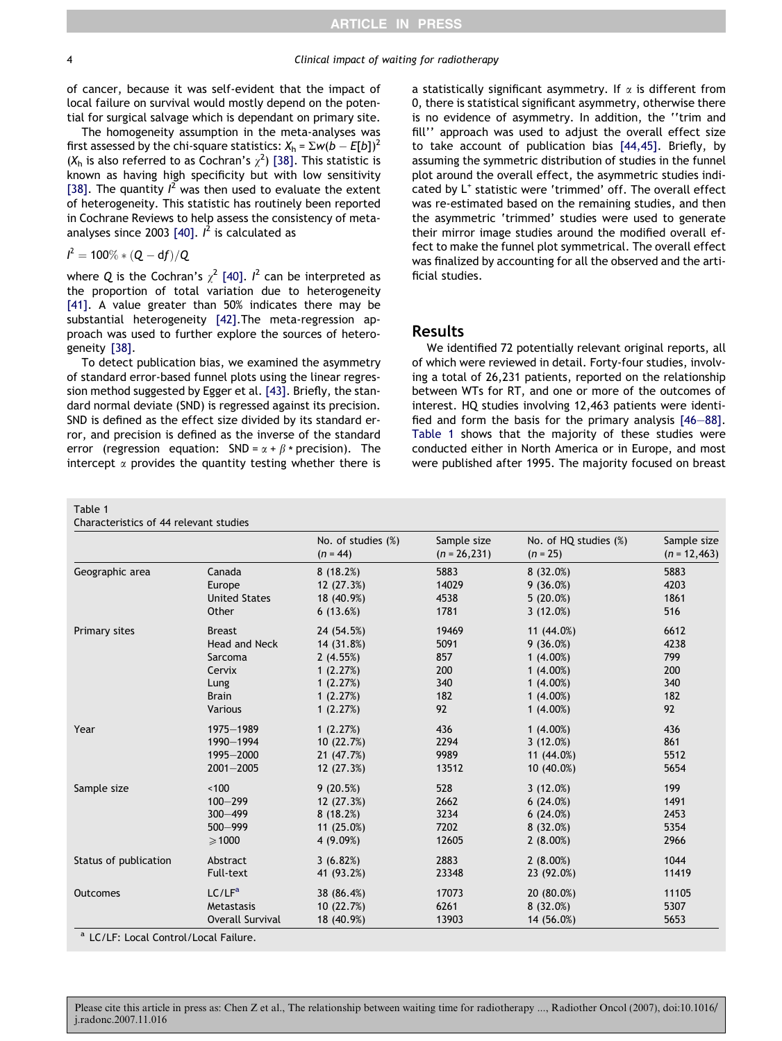of cancer, because it was self-evident that the impact of local failure on survival would mostly depend on the potential for surgical salvage which is dependant on primary site.

The homogeneity assumption in the meta-analyses was first assessed by the chi-square statistics: $X_h = \Sigma w(b - E[b])^2$ ($X_h$ is also referred to as Cochran's $\chi^2$) [38]. This statistic is known as having high specificity but with low sensitivity [38]. The quantity $I^2$ was then used to evaluate the extent of heterogeneity. This statistic has routinely been reported in Cochrane Reviews to help assess the consistency of meta-analyses since 2003 [40]. $I^2$ is calculated as

$$I^2 = 100\% * (Q - df)/Q$$

where $Q$ is the Cochran's $\chi^2$ [40]. $I^2$ can be interpreted as the proportion of total variation due to heterogeneity [41]. A value greater than 50% indicates there may be substantial heterogeneity [42].The meta-regression approach was used to further explore the sources of heterogeneity [38].

To detect publication bias, we examined the asymmetry of standard error-based funnel plots using the linear regression method suggested by Egger et al. [43]. Briefly, the standard normal deviate (SND) is regressed against its precision. SND is defined as the effect size divided by its standard error, and precision is defined as the inverse of the standard error (regression equation: $\text{SND} = \alpha + \beta * \text{precision}$). The intercept $\alpha$ provides the quantity testing whether there is a statistically significant asymmetry. If $\alpha$ is different from 0, there is statistical significant asymmetry, otherwise there is no evidence of asymmetry. In addition, the ''trim and fill'' approach was used to adjust the overall effect size to take account of publication bias [44,45]. Briefly, by assuming the symmetric distribution of studies in the funnel plot around the overall effect, the asymmetric studies indicated by $L^+$ statistic were 'trimmed' off. The overall effect was re-estimated based on the remaining studies, and then the asymmetric 'trimmed' studies were used to generate their mirror image studies around the modified overall effect to make the funnel plot symmetrical. The overall effect was finalized by accounting for all the observed and the artificial studies.

## Results

We identified 72 potentially relevant original reports, all of which were reviewed in detail. Forty-four studies, involving a total of 26,231 patients, reported on the relationship between WTs for RT, and one or more of the outcomes of interest. HQ studies involving 12,463 patients were identified and form the basis for the primary analysis [46–88]. Table 1 shows that the majority of these studies were conducted either in North America or in Europe, and most were published after 1995. The majority focused on breast

Table 1
Characteristics of 44 relevant studies

| | | No. of studies (%) ($n$ = 44) | Sample size ($n$ = 26,231) | No. of HQ studies (%) ($n$ = 25) | Sample size ($n$ = 12,463) |
|---|---|---|---|---|---|
| Geographic area | Canada | 8 (18.2%) | 5883 | 8 (32.0%) | 5883 |
| | Europe | 12 (27.3%) | 14029 | 9 (36.0%) | 4203 |
| | United States | 18 (40.9%) | 4538 | 5 (20.0%) | 1861 |
| | Other | 6 (13.6%) | 1781 | 3 (12.0%) | 516 |
| Primary sites | Breast | 24 (54.5%) | 19469 | 11 (44.0%) | 6612 |
| | Head and Neck | 14 (31.8%) | 5091 | 9 (36.0%) | 4238 |
| | Sarcoma | 2 (4.55%) | 857 | 1 (4.00%) | 799 |
| | Cervix | 1 (2.27%) | 200 | 1 (4.00%) | 200 |
| | Lung | 1 (2.27%) | 340 | 1 (4.00%) | 340 |
| | Brain | 1 (2.27%) | 182 | 1 (4.00%) | 182 |
| | Various | 1 (2.27%) | 92 | 1 (4.00%) | 92 |
| Year | 1975–1989 | 1 (2.27%) | 436 | 1 (4.00%) | 436 |
| | 1990–1994 | 10 (22.7%) | 2294 | 3 (12.0%) | 861 |
| | 1995–2000 | 21 (47.7%) | 9989 | 11 (44.0%) | 5512 |
| | 2001–2005 | 12 (27.3%) | 13512 | 10 (40.0%) | 5654 |
| Sample size | <100 | 9 (20.5%) | 528 | 3 (12.0%) | 199 |
| | 100–299 | 12 (27.3%) | 2662 | 6 (24.0%) | 1491 |
| | 300–499 | 8 (18.2%) | 3234 | 6 (24.0%) | 2453 |
| | 500–999 | 11 (25.0%) | 7202 | 8 (32.0%) | 5354 |
| | ⩾1000 | 4 (9.09%) | 12605 | 2 (8.00%) | 2966 |
| Status of publication | Abstract | 3 (6.82%) | 2883 | 2 (8.00%) | 1044 |
| | Full-text | 41 (93.2%) | 23348 | 23 (92.0%) | 11419 |
| Outcomes | LC/LF[a] | 38 (86.4%) | 17073 | 20 (80.0%) | 11105 |
| | Metastasis | 10 (22.7%) | 6261 | 8 (32.0%) | 5307 |
| | Overall Survival | 18 (40.9%) | 13903 | 14 (56.0%) | 5653 |

[a] LC/LF: Local Control/Local Failure.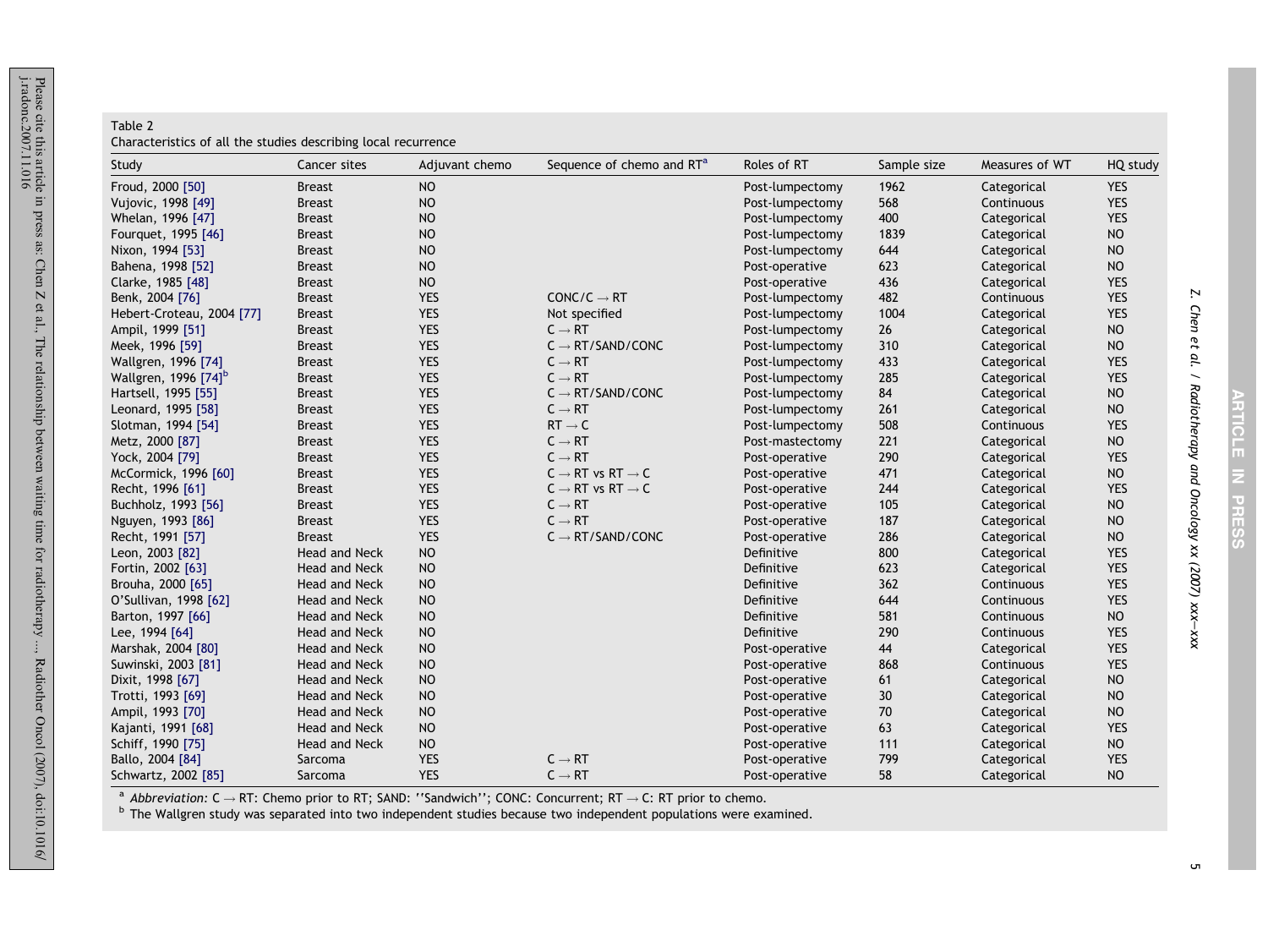Table 2
Characteristics of all the studies describing local recurrence

| Study | Cancer sites | Adjuvant chemo | Sequence of chemo and RT[a] | Roles of RT | Sample size | Measures of WT | HQ study |
|---|---|---|---|---|---|---|---|
| Froud, 2000 [50] | Breast | NO | | Post-lumpectomy | 1962 | Categorical | YES |
| Vujovic, 1998 [49] | Breast | NO | | Post-lumpectomy | 568 | Continuous | YES |
| Whelan, 1996 [47] | Breast | NO | | Post-lumpectomy | 400 | Categorical | YES |
| Fourquet, 1995 [46] | Breast | NO | | Post-lumpectomy | 1839 | Categorical | NO |
| Nixon, 1994 [53] | Breast | NO | | Post-lumpectomy | 644 | Categorical | NO |
| Bahena, 1998 [52] | Breast | NO | | Post-operative | 623 | Categorical | NO |
| Clarke, 1985 [48] | Breast | NO | | Post-operative | 436 | Categorical | YES |
| Benk, 2004 [76] | Breast | YES | CONC/C → RT | Post-lumpectomy | 482 | Continuous | YES |
| Hebert-Croteau, 2004 [77] | Breast | YES | Not specified | Post-lumpectomy | 1004 | Categorical | YES |
| Ampil, 1999 [51] | Breast | YES | C → RT | Post-lumpectomy | 26 | Categorical | NO |
| Meek, 1996 [59] | Breast | YES | C → RT/SAND/CONC | Post-lumpectomy | 310 | Categorical | NO |
| Wallgren, 1996 [74] | Breast | YES | C → RT | Post-lumpectomy | 433 | Categorical | YES |
| Wallgren, 1996 [74][b] | Breast | YES | C → RT | Post-lumpectomy | 285 | Categorical | YES |
| Hartsell, 1995 [55] | Breast | YES | C → RT/SAND/CONC | Post-lumpectomy | 84 | Categorical | NO |
| Leonard, 1995 [58] | Breast | YES | C → RT | Post-lumpectomy | 261 | Categorical | NO |
| Slotman, 1994 [54] | Breast | YES | RT → C | Post-lumpectomy | 508 | Continuous | YES |
| Metz, 2000 [87] | Breast | YES | C → RT | Post-mastectomy | 221 | Categorical | NO |
| Yock, 2004 [79] | Breast | YES | C → RT | Post-operative | 290 | Categorical | YES |
| McCormick, 1996 [60] | Breast | YES | C → RT vs RT → C | Post-operative | 471 | Categorical | NO |
| Recht, 1996 [61] | Breast | YES | C → RT vs RT → C | Post-operative | 244 | Categorical | YES |
| Buchholz, 1993 [56] | Breast | YES | C → RT | Post-operative | 105 | Categorical | NO |
| Nguyen, 1993 [86] | Breast | YES | C → RT | Post-operative | 187 | Categorical | NO |
| Recht, 1991 [57] | Breast | YES | C → RT/SAND/CONC | Post-operative | 286 | Categorical | NO |
| Leon, 2003 [82] | Head and Neck | NO | | Definitive | 800 | Categorical | YES |
| Fortin, 2002 [63] | Head and Neck | NO | | Definitive | 623 | Categorical | YES |
| Brouha, 2000 [65] | Head and Neck | NO | | Definitive | 362 | Continuous | YES |
| O'Sullivan, 1998 [62] | Head and Neck | NO | | Definitive | 644 | Continuous | YES |
| Barton, 1997 [66] | Head and Neck | NO | | Definitive | 581 | Continuous | NO |
| Lee, 1994 [64] | Head and Neck | NO | | Definitive | 290 | Continuous | YES |
| Marshak, 2004 [80] | Head and Neck | NO | | Post-operative | 44 | Categorical | YES |
| Suwinski, 2003 [81] | Head and Neck | NO | | Post-operative | 868 | Continuous | YES |
| Dixit, 1998 [67] | Head and Neck | NO | | Post-operative | 61 | Categorical | NO |
| Trotti, 1993 [69] | Head and Neck | NO | | Post-operative | 30 | Categorical | NO |
| Ampil, 1993 [70] | Head and Neck | NO | | Post-operative | 70 | Categorical | NO |
| Kajanti, 1991 [68] | Head and Neck | NO | | Post-operative | 63 | Categorical | YES |
| Schiff, 1990 [75] | Head and Neck | NO | | Post-operative | 111 | Categorical | NO |
| Ballo, 2004 [84] | Sarcoma | YES | C → RT | Post-operative | 799 | Categorical | YES |
| Schwartz, 2002 [85] | Sarcoma | YES | C → RT | Post-operative | 58 | Categorical | NO |

[a] *Abbreviation:* C → RT: Chemo prior to RT; SAND: ''Sandwich''; CONC: Concurrent; RT → C: RT prior to chemo.
[b] The Wallgren study was separated into two independent studies because two independent populations were examined.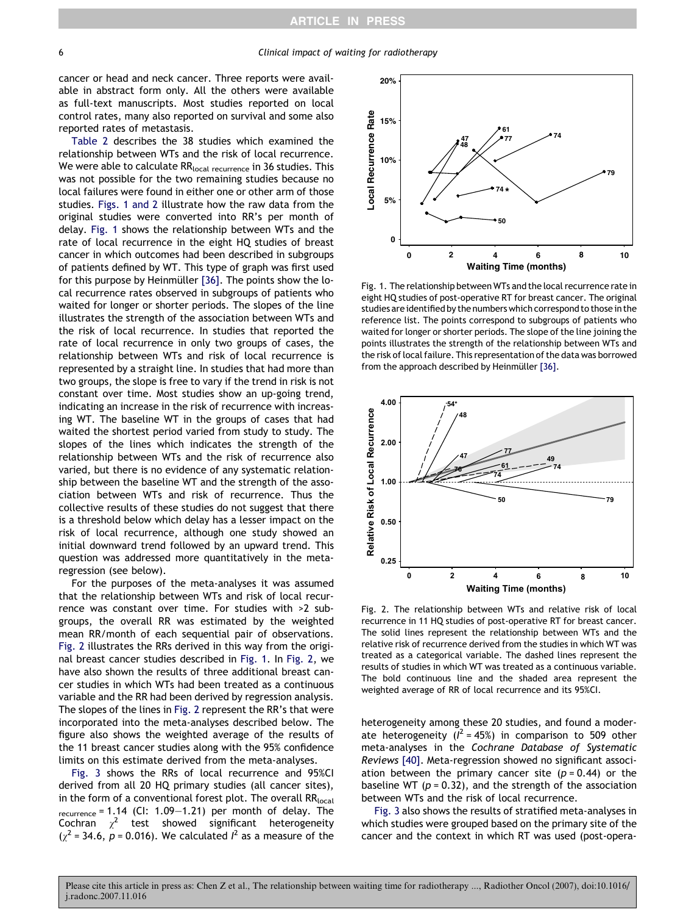cancer or head and neck cancer. Three reports were available in abstract form only. All the others were available as full-text manuscripts. Most studies reported on local control rates, many also reported on survival and some also reported rates of metastasis.

Table 2 describes the 38 studies which examined the relationship between WTs and the risk of local recurrence. We were able to calculate $RR_{local\ recurrence}$ in 36 studies. This was not possible for the two remaining studies because no local failures were found in either one or other arm of those studies. Figs. 1 and 2 illustrate how the raw data from the original studies were converted into RR's per month of delay. Fig. 1 shows the relationship between WTs and the rate of local recurrence in the eight HQ studies of breast cancer in which outcomes had been described in subgroups of patients defined by WT. This type of graph was first used for this purpose by Heinmüller [36]. The points show the local recurrence rates observed in subgroups of patients who waited for longer or shorter periods. The slopes of the line illustrates the strength of the association between WTs and the risk of local recurrence. In studies that reported the rate of local recurrence in only two groups of cases, the relationship between WTs and risk of local recurrence is represented by a straight line. In studies that had more than two groups, the slope is free to vary if the trend in risk is not constant over time. Most studies show an up-going trend, indicating an increase in the risk of recurrence with increasing WT. The baseline WT in the groups of cases that had waited the shortest period varied from study to study. The slopes of the lines which indicates the strength of the relationship between WTs and the risk of recurrence also varied, but there is no evidence of any systematic relationship between the baseline WT and the strength of the association between WTs and risk of recurrence. Thus the collective results of these studies do not suggest that there is a threshold below which delay has a lesser impact on the risk of local recurrence, although one study showed an initial downward trend followed by an upward trend. This question was addressed more quantitatively in the meta-regression (see below).

For the purposes of the meta-analyses it was assumed that the relationship between WTs and risk of local recurrence was constant over time. For studies with >2 subgroups, the overall RR was estimated by the weighted mean RR/month of each sequential pair of observations. Fig. 2 illustrates the RRs derived in this way from the original breast cancer studies described in Fig. 1. In Fig. 2, we have also shown the results of three additional breast cancer studies in which WTs had been treated as a continuous variable and the RR had been derived by regression analysis. The slopes of the lines in Fig. 2 represent the RR's that were incorporated into the meta-analyses described below. The figure also shows the weighted average of the results of the 11 breast cancer studies along with the 95% confidence limits on this estimate derived from the meta-analyses.

Fig. 3 shows the RRs of local recurrence and 95%CI derived from all 20 HQ primary studies (all cancer sites), in the form of a conventional forest plot. The overall $RR_{local\ recurrence}$ = 1.14 (CI: 1.09–1.21) per month of delay. The Cochran $\chi^2$ test showed significant heterogeneity ($\chi^2 = 34.6$, $p = 0.016$). We calculated $I^2$ as a measure of the heterogeneity among these 20 studies, and found a moderate heterogeneity ($I^2 = 45\%$) in comparison to 509 other meta-analyses in the *Cochrane Database of Systematic Reviews* [40]. Meta-regression showed no significant association between the primary cancer site ($p = 0.44$) or the baseline WT ($p = 0.32$), and the strength of the association between WTs and the risk of local recurrence.

Fig. 3 also shows the results of stratified meta-analyses in which studies were grouped based on the primary site of the cancer and the context in which RT was used (post-opera-

Fig. 1. The relationship between WTs and the local recurrence rate in eight HQ studies of post-operative RT for breast cancer. The original studies are identified by the numbers which correspond to those in the reference list. The points correspond to subgroups of patients who waited for longer or shorter periods. The slope of the line joining the points illustrates the strength of the relationship between WTs and the risk of local failure. This representation of the data was borrowed from the approach described by Heinmüller [36].

Fig. 2. The relationship between WTs and relative risk of local recurrence in 11 HQ studies of post-operative RT for breast cancer. The solid lines represent the relationship between WTs and the relative risk of recurrence derived from the studies in which WT was treated as a categorical variable. The dashed lines represent the results of studies in which WT was treated as a continuous variable. The bold continuous line and the shaded area represent the weighted average of RR of local recurrence and its 95%CI.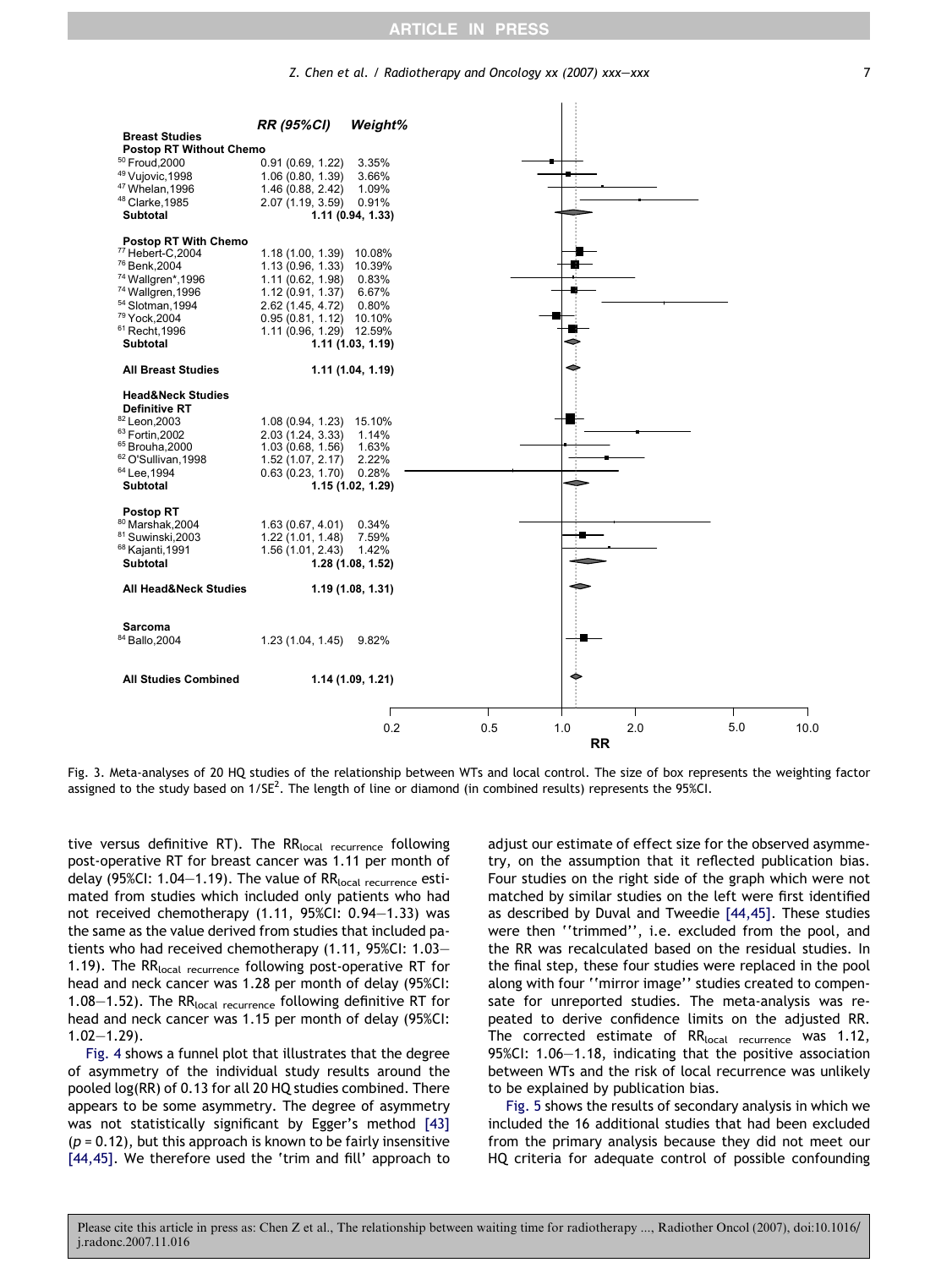| | RR (95%CI) | Weight% |
|---|---|---|
| **Breast Studies** | | |
| **Postop RT Without Chemo** | | |
| [50] Froud,2000 | 0.91 (0.69, 1.22) | 3.35% |
| [49] Vujovic,1998 | 1.06 (0.80, 1.39) | 3.66% |
| [47] Whelan,1996 | 1.46 (0.88, 2.42) | 1.09% |
| [48] Clarke,1985 | 2.07 (1.19, 3.59) | 0.91% |
| **Subtotal** | **1.11 (0.94, 1.33)** | |
| **Postop RT With Chemo** | | |
| [77] Hebert-C,2004 | 1.18 (1.00, 1.39) | 10.08% |
| [76] Benk,2004 | 1.13 (0.96, 1.33) | 10.39% |
| [74] Wallgren*,1996 | 1.11 (0.62, 1.98) | 0.83% |
| [74] Wallgren,1996 | 1.12 (0.91, 1.37) | 6.67% |
| [54] Slotman,1994 | 2.62 (1.45, 4.72) | 0.80% |
| [79] Yock,2004 | 0.95 (0.81, 1.12) | 10.10% |
| [61] Recht,1996 | 1.11 (0.96, 1.29) | 12.59% |
| **Subtotal** | **1.11 (1.03, 1.19)** | |
| **All Breast Studies** | **1.11 (1.04, 1.19)** | |
| **Head&Neck Studies** | | |
| **Definitive RT** | | |
| [82] Leon,2003 | 1.08 (0.94, 1.23) | 15.10% |
| [63] Fortin,2002 | 2.03 (1.24, 3.33) | 1.14% |
| [65] Brouha,2000 | 1.03 (0.68, 1.56) | 1.63% |
| [62] O'Sullivan,1998 | 1.52 (1.07, 2.17) | 2.22% |
| [64] Lee,1994 | 0.63 (0.23, 1.70) | 0.28% |
| **Subtotal** | **1.15 (1.02, 1.29)** | |
| **Postop RT** | | |
| [80] Marshak,2004 | 1.63 (0.67, 4.01) | 0.34% |
| [81] Suwinski,2003 | 1.22 (1.01, 1.48) | 7.59% |
| [68] Kajanti,1991 | 1.56 (1.01, 2.43) | 1.42% |
| **Subtotal** | **1.28 (1.08, 1.52)** | |
| **All Head&Neck Studies** | **1.19 (1.08, 1.31)** | |
| **Sarcoma** | | |
| [84] Ballo,2004 | 1.23 (1.04, 1.45) | 9.82% |
| **All Studies Combined** | **1.14 (1.09, 1.21)** | |

Fig. 3. Meta-analyses of 20 HQ studies of the relationship between WTs and local control. The size of box represents the weighting factor assigned to the study based on $1/SE^2$. The length of line or diamond (in combined results) represents the 95%CI.

tive versus definitive RT). The $RR_{local\ recurrence}$ following post-operative RT for breast cancer was 1.11 per month of delay (95%CI: 1.04–1.19). The value of $RR_{local\ recurrence}$ estimated from studies which included only patients who had not received chemotherapy (1.11, 95%CI: 0.94–1.33) was the same as the value derived from studies that included patients who had received chemotherapy (1.11, 95%CI: 1.03–1.19). The $RR_{local\ recurrence}$ following post-operative RT for head and neck cancer was 1.28 per month of delay (95%CI: 1.08–1.52). The $RR_{local\ recurrence}$ following definitive RT for head and neck cancer was 1.15 per month of delay (95%CI: 1.02–1.29).

Fig. 4 shows a funnel plot that illustrates that the degree of asymmetry of the individual study results around the pooled log(RR) of 0.13 for all 20 HQ studies combined. There appears to be some asymmetry. The degree of asymmetry was not statistically significant by Egger's method [43] ($p = 0.12$), but this approach is known to be fairly insensitive [44,45]. We therefore used the 'trim and fill' approach to adjust our estimate of effect size for the observed asymmetry, on the assumption that it reflected publication bias. Four studies on the right side of the graph which were not matched by similar studies on the left were first identified as described by Duval and Tweedie [44,45]. These studies were then ''trimmed'', i.e. excluded from the pool, and the RR was recalculated based on the residual studies. In the final step, these four studies were replaced in the pool along with four ''mirror image'' studies created to compensate for unreported studies. The meta-analysis was repeated to derive confidence limits on the adjusted RR. The corrected estimate of $RR_{local\ recurrence}$ was 1.12, 95%CI: 1.06–1.18, indicating that the positive association between WTs and the risk of local recurrence was unlikely to be explained by publication bias.

Fig. 5 shows the results of secondary analysis in which we included the 16 additional studies that had been excluded from the primary analysis because they did not meet our HQ criteria for adequate control of possible confounding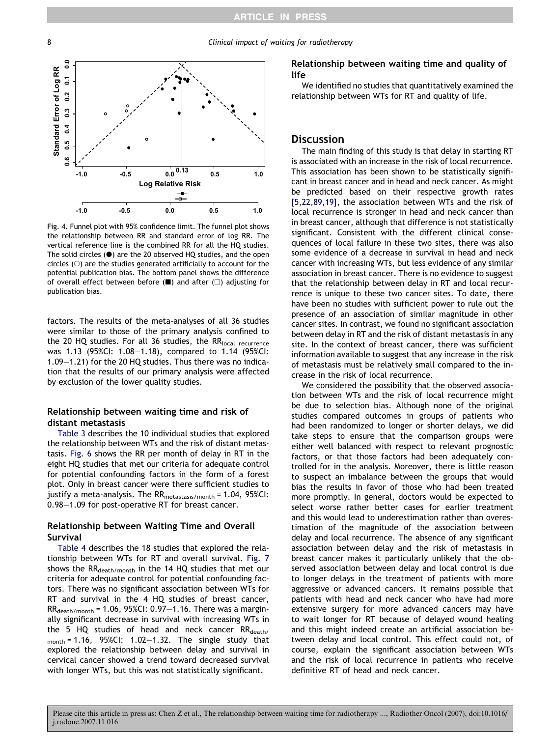Fig. 4. Funnel plot with 95% confidence limit. The funnel plot shows the relationship between RR and standard error of log RR. The vertical reference line is the combined RR for all the HQ studies. The solid circles (●) are the 20 observed HQ studies, and the open circles (○) are the studies generated artificially to account for the potential publication bias. The bottom panel shows the difference of overall effect between before (■) and after (□) adjusting for publication bias.

factors. The results of the meta-analyses of all 36 studies were similar to those of the primary analysis confined to the 20 HQ studies. For all 36 studies, the $RR_{local\ recurrence}$ was 1.13 (95%CI: 1.08–1.18), compared to 1.14 (95%CI: 1.09–1.21) for the 20 HQ studies. Thus there was no indication that the results of our primary analysis were affected by exclusion of the lower quality studies.

### Relationship between waiting time and risk of distant metastasis

Table 3 describes the 10 individual studies that explored the relationship between WTs and the risk of distant metastasis. Fig. 6 shows the RR per month of delay in RT in the eight HQ studies that met our criteria for adequate control for potential confounding factors in the form of a forest plot. Only in breast cancer were there sufficient studies to justify a meta-analysis. The $RR_{metastasis/month}$ = 1.04, 95%CI: 0.98–1.09 for post-operative RT for breast cancer.

### Relationship between Waiting Time and Overall Survival

Table 4 describes the 18 studies that explored the relationship between WTs for RT and overall survival. Fig. 7 shows the $RR_{death/month}$ in the 14 HQ studies that met our criteria for adequate control for potential confounding factors. There was no significant association between WTs for RT and survival in the 4 HQ studies of breast cancer, $RR_{death/month}$ = 1.06, 95%CI: 0.97–1.16. There was a marginally significant decrease in survival with increasing WTs in the 5 HQ studies of head and neck cancer $RR_{death/month}$ = 1.16, 95%CI: 1.02–1.32. The single study that explored the relationship between delay and survival in cervical cancer showed a trend toward decreased survival with longer WTs, but this was not statistically significant.

### Relationship between waiting time and quality of life

We identified no studies that quantitatively examined the relationship between WTs for RT and quality of life.

## Discussion

The main finding of this study is that delay in starting RT is associated with an increase in the risk of local recurrence. This association has been shown to be statistically significant in breast cancer and in head and neck cancer. As might be predicted based on their respective growth rates [5,22,89,19], the association between WTs and the risk of local recurrence is stronger in head and neck cancer than in breast cancer, although that difference is not statistically significant. Consistent with the different clinical consequences of local failure in these two sites, there was also some evidence of a decrease in survival in head and neck cancer with increasing WTs, but less evidence of any similar association in breast cancer. There is no evidence to suggest that the relationship between delay in RT and local recurrence is unique to these two cancer sites. To date, there have been no studies with sufficient power to rule out the presence of an association of similar magnitude in other cancer sites. In contrast, we found no significant association between delay in RT and the risk of distant metastasis in any site. In the context of breast cancer, there was sufficient information available to suggest that any increase in the risk of metastasis must be relatively small compared to the increase in the risk of local recurrence.

We considered the possibility that the observed association between WTs and the risk of local recurrence might be due to selection bias. Although none of the original studies compared outcomes in groups of patients who had been randomized to longer or shorter delays, we did take steps to ensure that the comparison groups were either well balanced with respect to relevant prognostic factors, or that those factors had been adequately controlled for in the analysis. Moreover, there is little reason to suspect an imbalance between the groups that would bias the results in favor of those who had been treated more promptly. In general, doctors would be expected to select worse rather better cases for earlier treatment and this would lead to underestimation rather than overestimation of the magnitude of the association between delay and local recurrence. The absence of any significant association between delay and the risk of metastasis in breast cancer makes it particularly unlikely that the observed association between delay and local control is due to longer delays in the treatment of patients with more aggressive or advanced cancers. It remains possible that patients with head and neck cancer who have had more extensive surgery for more advanced cancers may have to wait longer for RT because of delayed wound healing and this might indeed create an artificial association between delay and local control. This effect could not, of course, explain the significant association between WTs and the risk of local recurrence in patients who receive definitive RT of head and neck cancer.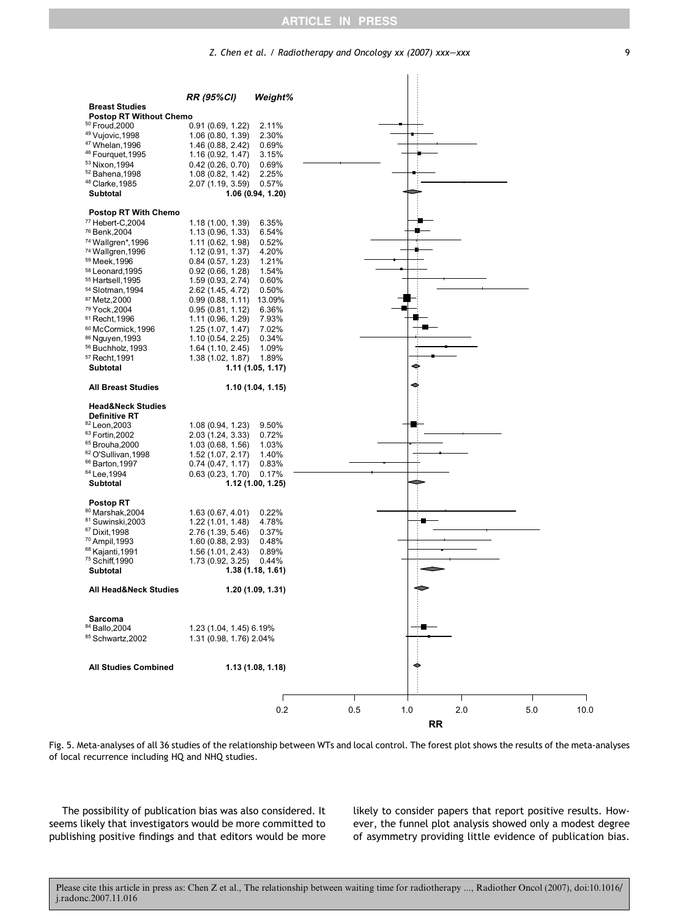| | RR (95%CI) | Weight% |
|---|---|---|
| **Breast Studies** | | |
| **Postop RT Without Chemo** | | |
| [50] Froud,2000 | 0.91 (0.69, 1.22) | 2.11% |
| [49] Vujovic,1998 | 1.06 (0.80, 1.39) | 2.30% |
| [47] Whelan,1996 | 1.46 (0.88, 2.42) | 0.69% |
| [46] Fourquet,1995 | 1.16 (0.92, 1.47) | 3.15% |
| [53] Nixon,1994 | 0.42 (0.26, 0.70) | 0.69% |
| [52] Bahena,1998 | 1.08 (0.82, 1.42) | 2.25% |
| [48] Clarke,1985 | 2.07 (1.19, 3.59) | 0.57% |
| **Subtotal** | **1.06 (0.94, 1.20)** | |
| **Postop RT With Chemo** | | |
| [77] Hebert-C,2004 | 1.18 (1.00, 1.39) | 6.35% |
| [76] Benk,2004 | 1.13 (0.96, 1.33) | 6.54% |
| [74] Wallgren*,1996 | 1.11 (0.62, 1.98) | 0.52% |
| [74] Wallgren,1996 | 1.12 (0.91, 1.37) | 4.20% |
| [59] Meek,1996 | 0.84 (0.57, 1.23) | 1.21% |
| [58] Leonard,1995 | 0.92 (0.66, 1.28) | 1.54% |
| [55] Hartsell,1995 | 1.59 (0.93, 2.74) | 0.60% |
| [54] Slotman,1994 | 2.62 (1.45, 4.72) | 0.50% |
| [87] Metz,2000 | 0.99 (0.88, 1.11) | 13.09% |
| [79] Yock,2004 | 0.95 (0.81, 1.12) | 6.36% |
| [61] Recht,1996 | 1.11 (0.96, 1.29) | 7.93% |
| [60] McCormick,1996 | 1.25 (1.07, 1.47) | 7.02% |
| [86] Nguyen,1993 | 1.10 (0.54, 2.25) | 0.34% |
| [56] Buchholz,1993 | 1.64 (1.10, 2.45) | 1.09% |
| [57] Recht,1991 | 1.38 (1.02, 1.87) | 1.89% |
| **Subtotal** | **1.11 (1.05, 1.17)** | |
| **All Breast Studies** | **1.10 (1.04, 1.15)** | |
| **Head&Neck Studies** | | |
| **Definitive RT** | | |
| [82] Leon,2003 | 1.08 (0.94, 1.23) | 9.50% |
| [63] Fortin,2002 | 2.03 (1.24, 3.33) | 0.72% |
| [65] Brouha,2000 | 1.03 (0.68, 1.56) | 1.03% |
| [62] O'Sullivan,1998 | 1.52 (1.07, 2.17) | 1.40% |
| [66] Barton,1997 | 0.74 (0.47, 1.17) | 0.83% |
| [64] Lee,1994 | 0.63 (0.23, 1.70) | 0.17% |
| **Subtotal** | **1.12 (1.00, 1.25)** | |
| **Postop RT** | | |
| [80] Marshak,2004 | 1.63 (0.67, 4.01) | 0.22% |
| [81] Suwinski,2003 | 1.22 (1.01, 1.48) | 4.78% |
| [67] Dixit,1998 | 2.76 (1.39, 5.46) | 0.37% |
| [70] Ampil,1993 | 1.60 (0.88, 2.93) | 0.48% |
| [68] Kajanti,1991 | 1.56 (1.01, 2.43) | 0.89% |
| [75] Schiff,1990 | 1.73 (0.92, 3.25) | 0.44% |
| **Subtotal** | **1.38 (1.18, 1.61)** | |
| **All Head&Neck Studies** | **1.20 (1.09, 1.31)** | |
| **Sarcoma** | | |
| [84] Ballo,2004 | 1.23 (1.04, 1.45) | 6.19% |
| [85] Schwartz,2002 | 1.31 (0.98, 1.76) | 2.04% |
| **All Studies Combined** | **1.13 (1.08, 1.18)** | |

Fig. 5. Meta-analyses of all 36 studies of the relationship between WTs and local control. The forest plot shows the results of the meta-analyses of local recurrence including HQ and NHQ studies.

The possibility of publication bias was also considered. It seems likely that investigators would be more committed to publishing positive findings and that editors would be more likely to consider papers that report positive results. However, the funnel plot analysis showed only a modest degree of asymmetry providing little evidence of publication bias.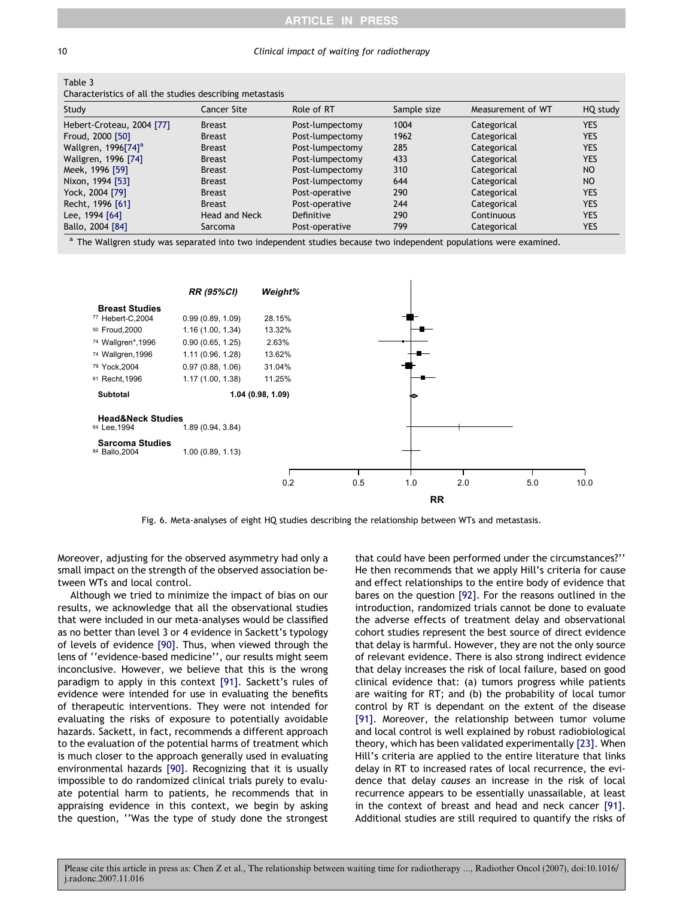Table 3
Characteristics of all the studies describing metastasis

| Study | Cancer Site | Role of RT | Sample size | Measurement of WT | HQ study |
|---|---|---|---|---|---|
| Hebert-Croteau, 2004 [77] | Breast | Post-lumpectomy | 1004 | Categorical | YES |
| Froud, 2000 [50] | Breast | Post-lumpectomy | 1962 | Categorical | YES |
| Wallgren, 1996[74][a] | Breast | Post-lumpectomy | 285 | Categorical | YES |
| Wallgren, 1996 [74] | Breast | Post-lumpectomy | 433 | Categorical | YES |
| Meek, 1996 [59] | Breast | Post-lumpectomy | 310 | Categorical | NO |
| Nixon, 1994 [53] | Breast | Post-lumpectomy | 644 | Categorical | NO |
| Yock, 2004 [79] | Breast | Post-operative | 290 | Categorical | YES |
| Recht, 1996 [61] | Breast | Post-operative | 244 | Categorical | YES |
| Lee, 1994 [64] | Head and Neck | Definitive | 290 | Continuous | YES |
| Ballo, 2004 [84] | Sarcoma | Post-operative | 799 | Categorical | YES |

[a] The Wallgren study was separated into two independent studies because two independent populations were examined.

| Study | RR (95%CI) | Weight% |
|---|---|---|
| **Breast Studies** | | |
| 77 Hebert-C,2004 | 0.99 (0.89, 1.09) | 28.15% |
| 50 Froud,2000 | 1.16 (1.00, 1.34) | 13.32% |
| 74 Wallgren*,1996 | 0.90 (0.65, 1.25) | 2.63% |
| 74 Wallgren,1996 | 1.11 (0.96, 1.28) | 13.62% |
| 79 Yock,2004 | 0.97 (0.88, 1.06) | 31.04% |
| 61 Recht,1996 | 1.17 (1.00, 1.38) | 11.25% |
| **Subtotal** | **1.04 (0.98, 1.09)** | |
| **Head&Neck Studies** | | |
| 64 Lee,1994 | 1.89 (0.94, 3.84) | |
| **Sarcoma Studies** | | |
| 84 Ballo,2004 | 1.00 (0.89, 1.13) | |

Fig. 6. Meta-analyses of eight HQ studies describing the relationship between WTs and metastasis.

Moreover, adjusting for the observed asymmetry had only a small impact on the strength of the observed association between WTs and local control.

Although we tried to minimize the impact of bias on our results, we acknowledge that all the observational studies that were included in our meta-analyses would be classified as no better than level 3 or 4 evidence in Sackett's typology of levels of evidence [90]. Thus, when viewed through the lens of ''evidence-based medicine'', our results might seem inconclusive. However, we believe that this is the wrong paradigm to apply in this context [91]. Sackett's rules of evidence were intended for use in evaluating the benefits of therapeutic interventions. They were not intended for evaluating the risks of exposure to potentially avoidable hazards. Sackett, in fact, recommends a different approach to the evaluation of the potential harms of treatment which is much closer to the approach generally used in evaluating environmental hazards [90]. Recognizing that it is usually impossible to do randomized clinical trials purely to evaluate potential harm to patients, he recommends that in appraising evidence in this context, we begin by asking the question, ''Was the type of study done the strongest that could have been performed under the circumstances?'' He then recommends that we apply Hill's criteria for cause and effect relationships to the entire body of evidence that bares on the question [92]. For the reasons outlined in the introduction, randomized trials cannot be done to evaluate the adverse effects of treatment delay and observational cohort studies represent the best source of direct evidence that delay is harmful. However, they are not the only source of relevant evidence. There is also strong indirect evidence that delay increases the risk of local failure, based on good clinical evidence that: (a) tumors progress while patients are waiting for RT; and (b) the probability of local tumor control by RT is dependant on the extent of the disease [91]. Moreover, the relationship between tumor volume and local control is well explained by robust radiobiological theory, which has been validated experimentally [23]. When Hill's criteria are applied to the entire literature that links delay in RT to increased rates of local recurrence, the evidence that delay *causes* an increase in the risk of local recurrence appears to be essentially unassailable, at least in the context of breast and head and neck cancer [91]. Additional studies are still required to quantify the risks of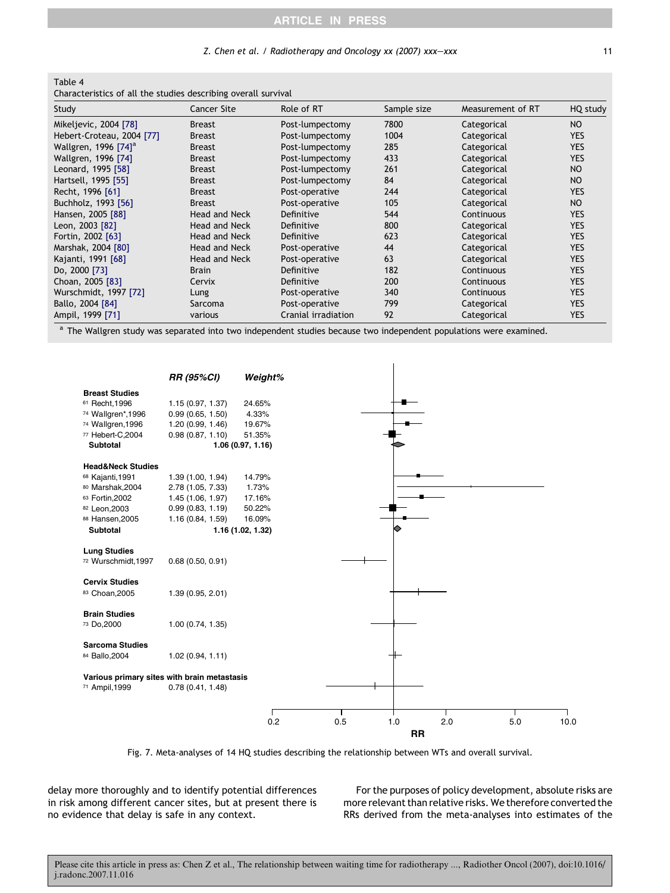Table 4
Characteristics of all the studies describing overall survival

| Study | Cancer Site | Role of RT | Sample size | Measurement of RT | HQ study |
|---|---|---|---|---|---|
| Mikeljevic, 2004 [78] | Breast | Post-lumpectomy | 7800 | Categorical | NO |
| Hebert-Croteau, 2004 [77] | Breast | Post-lumpectomy | 1004 | Categorical | YES |
| Wallgren, 1996 [74][a] | Breast | Post-lumpectomy | 285 | Categorical | YES |
| Wallgren, 1996 [74] | Breast | Post-lumpectomy | 433 | Categorical | YES |
| Leonard, 1995 [58] | Breast | Post-lumpectomy | 261 | Categorical | NO |
| Hartsell, 1995 [55] | Breast | Post-lumpectomy | 84 | Categorical | NO |
| Recht, 1996 [61] | Breast | Post-operative | 244 | Categorical | YES |
| Buchholz, 1993 [56] | Breast | Post-operative | 105 | Categorical | NO |
| Hansen, 2005 [88] | Head and Neck | Definitive | 544 | Continuous | YES |
| Leon, 2003 [82] | Head and Neck | Definitive | 800 | Categorical | YES |
| Fortin, 2002 [63] | Head and Neck | Definitive | 623 | Categorical | YES |
| Marshak, 2004 [80] | Head and Neck | Post-operative | 44 | Categorical | YES |
| Kajanti, 1991 [68] | Head and Neck | Post-operative | 63 | Categorical | YES |
| Do, 2000 [73] | Brain | Definitive | 182 | Continuous | YES |
| Choan, 2005 [83] | Cervix | Definitive | 200 | Continuous | YES |
| Wurschmidt, 1997 [72] | Lung | Post-operative | 340 | Continuous | YES |
| Ballo, 2004 [84] | Sarcoma | Post-operative | 799 | Categorical | YES |
| Ampil, 1999 [71] | various | Cranial irradiation | 92 | Categorical | YES |

[a] The Wallgren study was separated into two independent studies because two independent populations were examined.

| | RR (95%CI) | Weight% |
|---|---|---|
| **Breast Studies** | | |
| 61 Recht,1996 | 1.15 (0.97, 1.37) | 24.65% |
| 74 Wallgren*,1996 | 0.99 (0.65, 1.50) | 4.33% |
| 74 Wallgren,1996 | 1.20 (0.99, 1.46) | 19.67% |
| 77 Hebert-C,2004 | 0.98 (0.87, 1.10) | 51.35% |
| **Subtotal** | **1.06 (0.97, 1.16)** | |
| **Head&Neck Studies** | | |
| 68 Kajanti,1991 | 1.39 (1.00, 1.94) | 14.79% |
| 80 Marshak,2004 | 2.78 (1.05, 7.33) | 1.73% |
| 63 Fortin,2002 | 1.45 (1.06, 1.97) | 17.16% |
| 82 Leon,2003 | 0.99 (0.83, 1.19) | 50.22% |
| 88 Hansen,2005 | 1.16 (0.84, 1.59) | 16.09% |
| **Subtotal** | **1.16 (1.02, 1.32)** | |
| **Lung Studies** | | |
| 72 Wurschmidt,1997 | 0.68 (0.50, 0.91) | |
| **Cervix Studies** | | |
| 83 Choan,2005 | 1.39 (0.95, 2.01) | |
| **Brain Studies** | | |
| 73 Do,2000 | 1.00 (0.74, 1.35) | |
| **Sarcoma Studies** | | |
| 84 Ballo,2004 | 1.02 (0.94, 1.11) | |
| **Various primary sites with brain metastasis** | | |
| 71 Ampil,1999 | 0.78 (0.41, 1.48) | |

Fig. 7. Meta-analyses of 14 HQ studies describing the relationship between WTs and overall survival.

delay more thoroughly and to identify potential differences in risk among different cancer sites, but at present there is no evidence that delay is safe in any context.

For the purposes of policy development, absolute risks are more relevant than relative risks. We therefore converted the RRs derived from the meta-analyses into estimates of the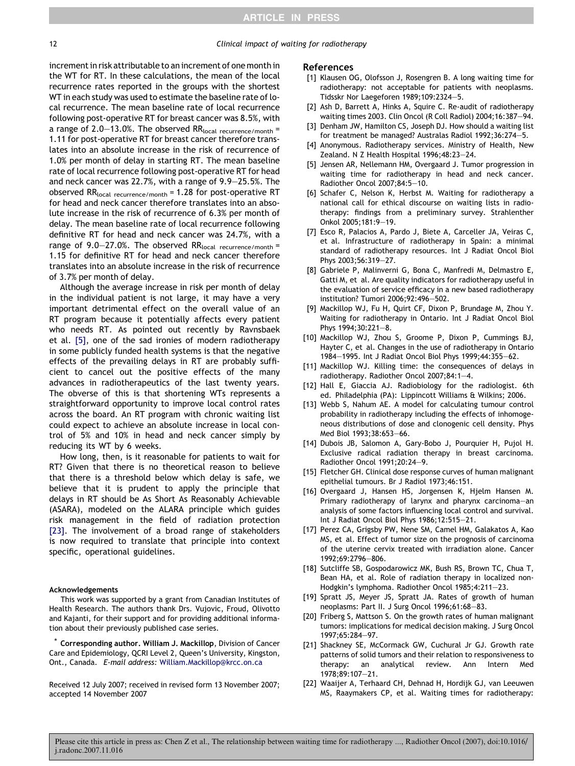increment in risk attributable to an increment of one month in the WT for RT. In these calculations, the mean of the local recurrence rates reported in the groups with the shortest WT in each study was used to estimate the baseline rate of local recurrence. The mean baseline rate of local recurrence following post-operative RT for breast cancer was 8.5%, with a range of 2.0–13.0%. The observed $RR_{local\ recurrence/month}$ = 1.11 for post-operative RT for breast cancer therefore translates into an absolute increase in the risk of recurrence of 1.0% per month of delay in starting RT. The mean baseline rate of local recurrence following post-operative RT for head and neck cancer was 22.7%, with a range of 9.9–25.5%. The observed $RR_{local\ recurrence/month}$ = 1.28 for post-operative RT for head and neck cancer therefore translates into an absolute increase in the risk of recurrence of 6.3% per month of delay. The mean baseline rate of local recurrence following definitive RT for head and neck cancer was 24.7%, with a range of 9.0–27.0%. The observed $RR_{local\ recurrence/month}$ = 1.15 for definitive RT for head and neck cancer therefore translates into an absolute increase in the risk of recurrence of 3.7% per month of delay.

Although the average increase in risk per month of delay in the individual patient is not large, it may have a very important detrimental effect on the overall value of an RT program because it potentially affects every patient who needs RT. As pointed out recently by Ravnsbaek et al. [5], one of the sad ironies of modern radiotherapy in some publicly funded health systems is that the negative effects of the prevailing delays in RT are probably sufficient to cancel out the positive effects of the many advances in radiotherapeutics of the last twenty years. The obverse of this is that shortening WTs represents a straightforward opportunity to improve local control rates across the board. An RT program with chronic waiting list could expect to achieve an absolute increase in local control of 5% and 10% in head and neck cancer simply by reducing its WT by 6 weeks.

How long, then, is it reasonable for patients to wait for RT? Given that there is no theoretical reason to believe that there is a threshold below which delay is safe, we believe that it is prudent to apply the principle that delays in RT should be As Short As Reasonably Achievable (ASARA), modeled on the ALARA principle which guides risk management in the field of radiation protection [23]. The involvement of a broad range of stakeholders is now required to translate that principle into context specific, operational guidelines.

#### Acknowledgements

This work was supported by a grant from Canadian Institutes of Health Research. The authors thank Drs. Vujovic, Froud, Olivotto and Kajanti, for their support and for providing additional information about their previously published case series.

\* **Corresponding author. William J. Mackillop**, Division of Cancer Care and Epidemiology, QCRI Level 2, Queen's University, Kingston, Ont., Canada. *E-mail address:* William.Mackillop@krcc.on.ca

Received 12 July 2007; received in revised form 13 November 2007; accepted 14 November 2007

## References

[1] Klausen OG, Olofsson J, Rosengren B. A long waiting time for radiotherapy: not acceptable for patients with neoplasms. Tidsskr Nor Laegeforen 1989;109:2324–5.

[2] Ash D, Barrett A, Hinks A, Squire C. Re-audit of radiotherapy waiting times 2003. Clin Oncol (R Coll Radiol) 2004;16:387–94.

[3] Denham JW, Hamilton CS, Joseph DJ. How should a waiting list for treatment be managed? Australas Radiol 1992;36:274–5.

[4] Anonymous. Radiotherapy services. Ministry of Health, New Zealand. N Z Health Hospital 1996;48:23–24.

[5] Jensen AR, Nellemann HM, Overgaard J. Tumor progression in waiting time for radiotherapy in head and neck cancer. Radiother Oncol 2007;84:5–10.

[6] Schafer C, Nelson K, Herbst M. Waiting for radiotherapy a national call for ethical discourse on waiting lists in radiotherapy: findings from a preliminary survey. Strahlenther Onkol 2005;181:9–19.

[7] Esco R, Palacios A, Pardo J, Biete A, Carceller JA, Veiras C, et al. Infrastructure of radiotherapy in Spain: a minimal standard of radiotherapy resources. Int J Radiat Oncol Biol Phys 2003;56:319–27.

[8] Gabriele P, Malinverni G, Bona C, Manfredi M, Delmastro E, Gatti M, et al. Are quality indicators for radiotherapy useful in the evaluation of service efficacy in a new based radiotherapy institution? Tumori 2006;92:496–502.

[9] Mackillop WJ, Fu H, Quirt CF, Dixon P, Brundage M, Zhou Y. Waiting for radiotherapy in Ontario. Int J Radiat Oncol Biol Phys 1994;30:221–8.

[10] Mackillop WJ, Zhou S, Groome P, Dixon P, Cummings BJ, Hayter C, et al. Changes in the use of radiotherapy in Ontario 1984–1995. Int J Radiat Oncol Biol Phys 1999;44:355–62.

[11] Mackillop WJ. Killing time: the consequences of delays in radiotherapy. Radiother Oncol 2007;84:1–4.

[12] Hall E, Giaccia AJ. Radiobiology for the radiologist. 6th ed. Philadelphia (PA): Lippincott Williams & Wilkins; 2006.

[13] Webb S, Nahum AE. A model for calculating tumour control probability in radiotherapy including the effects of inhomogeneous distributions of dose and clonogenic cell density. Phys Med Biol 1993;38:653–66.

[14] Dubois JB, Salomon A, Gary-Bobo J, Pourquier H, Pujol H. Exclusive radical radiation therapy in breast carcinoma. Radiother Oncol 1991;20:24–9.

[15] Fletcher GH. Clinical dose response curves of human malignant epithelial tumours. Br J Radiol 1973;46:151.

[16] Overgaard J, Hansen HS, Jorgensen K, Hjelm Hansen M. Primary radiotherapy of larynx and pharynx carcinoma—an analysis of some factors influencing local control and survival. Int J Radiat Oncol Biol Phys 1986;12:515–21.

[17] Perez CA, Grigsby PW, Nene SM, Camel HM, Galakatos A, Kao MS, et al. Effect of tumor size on the prognosis of carcinoma of the uterine cervix treated with irradiation alone. Cancer 1992;69:2796–806.

[18] Sutcliffe SB, Gospodarowicz MK, Bush RS, Brown TC, Chua T, Bean HA, et al. Role of radiation therapy in localized non-Hodgkin's lymphoma. Radiother Oncol 1985;4:211–23.

[19] Spratt JS, Meyer JS, Spratt JA. Rates of growth of human neoplasms: Part II. J Surg Oncol 1996;61:68–83.

[20] Friberg S, Mattson S. On the growth rates of human malignant tumors: implications for medical decision making. J Surg Oncol 1997;65:284–97.

[21] Shackney SE, McCormack GW, Cuchural Jr GJ. Growth rate patterns of solid tumors and their relation to responsiveness to therapy: an analytical review. Ann Intern Med 1978;89:107–21.

[22] Waaijer A, Terhaard CH, Dehnad H, Hordijk GJ, van Leeuwen MS, Raaymakers CP, et al. Waiting times for radiotherapy: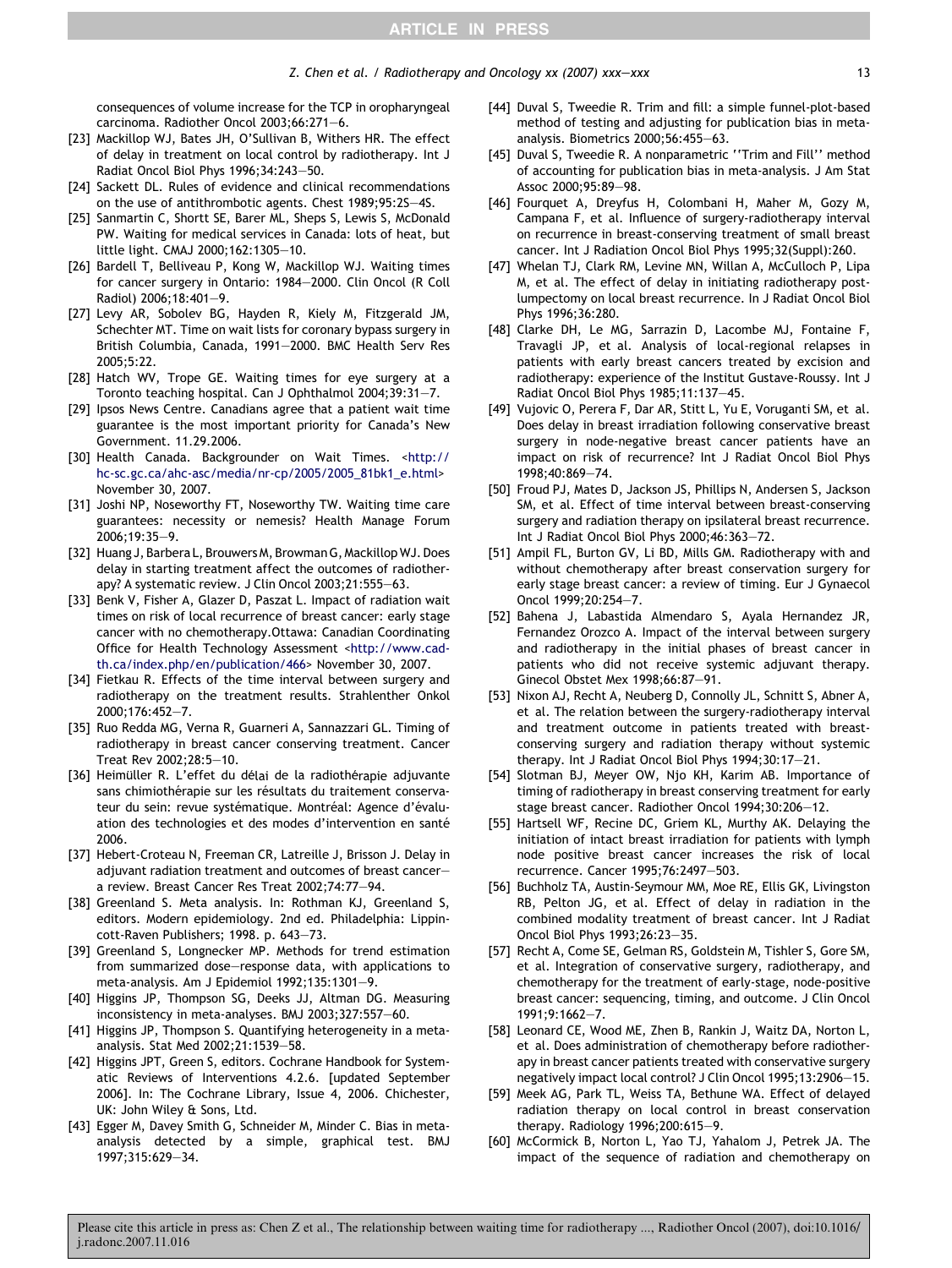consequences of volume increase for the TCP in oropharyngeal carcinoma. Radiother Oncol 2003;66:271–6.

[23] Mackillop WJ, Bates JH, O'Sullivan B, Withers HR. The effect of delay in treatment on local control by radiotherapy. Int J Radiat Oncol Biol Phys 1996;34:243–50.

[24] Sackett DL. Rules of evidence and clinical recommendations on the use of antithrombotic agents. Chest 1989;95:2S–4S.

[25] Sanmartin C, Shortt SE, Barer ML, Sheps S, Lewis S, McDonald PW. Waiting for medical services in Canada: lots of heat, but little light. CMAJ 2000;162:1305–10.

[26] Bardell T, Belliveau P, Kong W, Mackillop WJ. Waiting times for cancer surgery in Ontario: 1984–2000. Clin Oncol (R Coll Radiol) 2006;18:401–9.

[27] Levy AR, Sobolev BG, Hayden R, Kiely M, Fitzgerald JM, Schechter MT. Time on wait lists for coronary bypass surgery in British Columbia, Canada, 1991–2000. BMC Health Serv Res 2005;5:22.

[28] Hatch WV, Trope GE. Waiting times for eye surgery at a Toronto teaching hospital. Can J Ophthalmol 2004;39:31–7.

[29] Ipsos News Centre. Canadians agree that a patient wait time guarantee is the most important priority for Canada's New Government. 11.29.2006.

[30] Health Canada. Backgrounder on Wait Times. <http://hc-sc.gc.ca/ahc-asc/media/nr-cp/2005/2005_81bk1_e.html> November 30, 2007.

[31] Joshi NP, Noseworthy FT, Noseworthy TW. Waiting time care guarantees: necessity or nemesis? Health Manage Forum 2006;19:35–9.

[32] Huang J, Barbera L, Brouwers M, Browman G, Mackillop WJ. Does delay in starting treatment affect the outcomes of radiotherapy? A systematic review. J Clin Oncol 2003;21:555–63.

[33] Benk V, Fisher A, Glazer D, Paszat L. Impact of radiation wait times on risk of local recurrence of breast cancer: early stage cancer with no chemotherapy.Ottawa: Canadian Coordinating Office for Health Technology Assessment <http://www.cadth.ca/index.php/en/publication/466> November 30, 2007.

[34] Fietkau R. Effects of the time interval between surgery and radiotherapy on the treatment results. Strahlenther Onkol 2000;176:452–7.

[35] Ruo Redda MG, Verna R, Guarneri A, Sannazzari GL. Timing of radiotherapy in breast cancer conserving treatment. Cancer Treat Rev 2002;28:5–10.

[36] Heimüller R. L'effet du délai de la radiothérapie adjuvante sans chimiothérapie sur les résultats du traitement conservateur du sein: revue systématique. Montréal: Agence d'évaluation des technologies et des modes d'intervention en santé 2006.

[37] Hebert-Croteau N, Freeman CR, Latreille J, Brisson J. Delay in adjuvant radiation treatment and outcomes of breast cancer—a review. Breast Cancer Res Treat 2002;74:77–94.

[38] Greenland S. Meta analysis. In: Rothman KJ, Greenland S, editors. Modern epidemiology. 2nd ed. Philadelphia: Lippincott-Raven Publishers; 1998. p. 643–73.

[39] Greenland S, Longnecker MP. Methods for trend estimation from summarized dose–response data, with applications to meta-analysis. Am J Epidemiol 1992;135:1301–9.

[40] Higgins JP, Thompson SG, Deeks JJ, Altman DG. Measuring inconsistency in meta-analyses. BMJ 2003;327:557–60.

[41] Higgins JP, Thompson S. Quantifying heterogeneity in a meta-analysis. Stat Med 2002;21:1539–58.

[42] Higgins JPT, Green S, editors. Cochrane Handbook for Systematic Reviews of Interventions 4.2.6. [updated September 2006]. In: The Cochrane Library, Issue 4, 2006. Chichester, UK: John Wiley & Sons, Ltd.

[43] Egger M, Davey Smith G, Schneider M, Minder C. Bias in meta-analysis detected by a simple, graphical test. BMJ 1997;315:629–34.

[44] Duval S, Tweedie R. Trim and fill: a simple funnel-plot-based method of testing and adjusting for publication bias in meta-analysis. Biometrics 2000;56:455–63.

[45] Duval S, Tweedie R. A nonparametric ''Trim and Fill'' method of accounting for publication bias in meta-analysis. J Am Stat Assoc 2000;95:89–98.

[46] Fourquet A, Dreyfus H, Colombani H, Maher M, Gozy M, Campana F, et al. Influence of surgery-radiotherapy interval on recurrence in breast-conserving treatment of small breast cancer. Int J Radiation Oncol Biol Phys 1995;32(Suppl):260.

[47] Whelan TJ, Clark RM, Levine MN, Willan A, McCulloch P, Lipa M, et al. The effect of delay in initiating radiotherapy post-lumpectomy on local breast recurrence. In J Radiat Oncol Biol Phys 1996;36:280.

[48] Clarke DH, Le MG, Sarrazin D, Lacombe MJ, Fontaine F, Travagli JP, et al. Analysis of local-regional relapses in patients with early breast cancers treated by excision and radiotherapy: experience of the Institut Gustave-Roussy. Int J Radiat Oncol Biol Phys 1985;11:137–45.

[49] Vujovic O, Perera F, Dar AR, Stitt L, Yu E, Voruganti SM, et al. Does delay in breast irradiation following conservative breast surgery in node-negative breast cancer patients have an impact on risk of recurrence? Int J Radiat Oncol Biol Phys 1998;40:869–74.

[50] Froud PJ, Mates D, Jackson JS, Phillips N, Andersen S, Jackson SM, et al. Effect of time interval between breast-conserving surgery and radiation therapy on ipsilateral breast recurrence. Int J Radiat Oncol Biol Phys 2000;46:363–72.

[51] Ampil FL, Burton GV, Li BD, Mills GM. Radiotherapy with and without chemotherapy after breast conservation surgery for early stage breast cancer: a review of timing. Eur J Gynaecol Oncol 1999;20:254–7.

[52] Bahena J, Labastida Almendaro S, Ayala Hernandez JR, Fernandez Orozco A. Impact of the interval between surgery and radiotherapy in the initial phases of breast cancer in patients who did not receive systemic adjuvant therapy. Ginecol Obstet Mex 1998;66:87–91.

[53] Nixon AJ, Recht A, Neuberg D, Connolly JL, Schnitt S, Abner A, et al. The relation between the surgery-radiotherapy interval and treatment outcome in patients treated with breast-conserving surgery and radiation therapy without systemic therapy. Int J Radiat Oncol Biol Phys 1994;30:17–21.

[54] Slotman BJ, Meyer OW, Njo KH, Karim AB. Importance of timing of radiotherapy in breast conserving treatment for early stage breast cancer. Radiother Oncol 1994;30:206–12.

[55] Hartsell WF, Recine DC, Griem KL, Murthy AK. Delaying the initiation of intact breast irradiation for patients with lymph node positive breast cancer increases the risk of local recurrence. Cancer 1995;76:2497–503.

[56] Buchholz TA, Austin-Seymour MM, Moe RE, Ellis GK, Livingston RB, Pelton JG, et al. Effect of delay in radiation in the combined modality treatment of breast cancer. Int J Radiat Oncol Biol Phys 1993;26:23–35.

[57] Recht A, Come SE, Gelman RS, Goldstein M, Tishler S, Gore SM, et al. Integration of conservative surgery, radiotherapy, and chemotherapy for the treatment of early-stage, node-positive breast cancer: sequencing, timing, and outcome. J Clin Oncol 1991;9:1662–7.

[58] Leonard CE, Wood ME, Zhen B, Rankin J, Waitz DA, Norton L, et al. Does administration of chemotherapy before radiotherapy in breast cancer patients treated with conservative surgery negatively impact local control? J Clin Oncol 1995;13:2906–15.

[59] Meek AG, Park TL, Weiss TA, Bethune WA. Effect of delayed radiation therapy on local control in breast conservation therapy. Radiology 1996;200:615–9.

[60] McCormick B, Norton L, Yao TJ, Yahalom J, Petrek JA. The impact of the sequence of radiation and chemotherapy on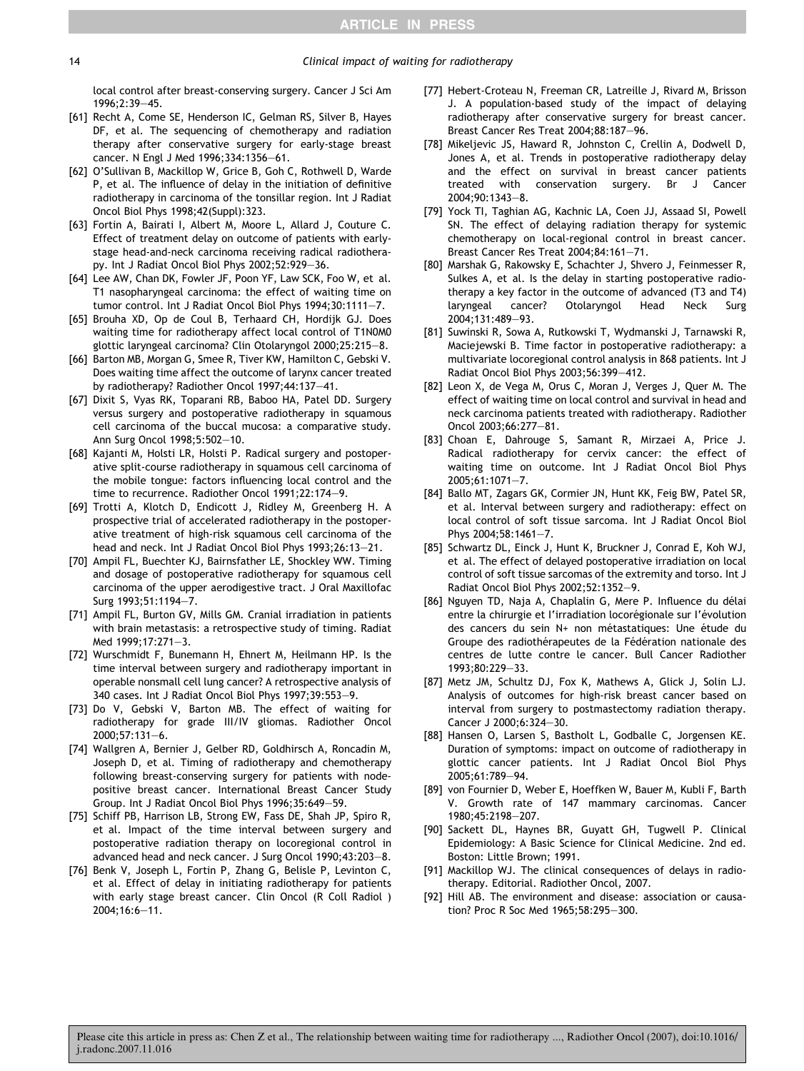local control after breast-conserving surgery. Cancer J Sci Am 1996;2:39–45.

[61] Recht A, Come SE, Henderson IC, Gelman RS, Silver B, Hayes DF, et al. The sequencing of chemotherapy and radiation therapy after conservative surgery for early-stage breast cancer. N Engl J Med 1996;334:1356–61.

[62] O'Sullivan B, Mackillop W, Grice B, Goh C, Rothwell D, Warde P, et al. The influence of delay in the initiation of definitive radiotherapy in carcinoma of the tonsillar region. Int J Radiat Oncol Biol Phys 1998;42(Suppl):323.

[63] Fortin A, Bairati I, Albert M, Moore L, Allard J, Couture C. Effect of treatment delay on outcome of patients with early-stage head-and-neck carcinoma receiving radical radiotherapy. Int J Radiat Oncol Biol Phys 2002;52:929–36.

[64] Lee AW, Chan DK, Fowler JF, Poon YF, Law SCK, Foo W, et al. T1 nasopharyngeal carcinoma: the effect of waiting time on tumor control. Int J Radiat Oncol Biol Phys 1994;30:1111–7.

[65] Brouha XD, Op de Coul B, Terhaard CH, Hordijk GJ. Does waiting time for radiotherapy affect local control of T1N0M0 glottic laryngeal carcinoma? Clin Otolaryngol 2000;25:215–8.

[66] Barton MB, Morgan G, Smee R, Tiver KW, Hamilton C, Gebski V. Does waiting time affect the outcome of larynx cancer treated by radiotherapy? Radiother Oncol 1997;44:137–41.

[67] Dixit S, Vyas RK, Toparani RB, Baboo HA, Patel DD. Surgery versus surgery and postoperative radiotherapy in squamous cell carcinoma of the buccal mucosa: a comparative study. Ann Surg Oncol 1998;5:502–10.

[68] Kajanti M, Holsti LR, Holsti P. Radical surgery and postoperative split-course radiotherapy in squamous cell carcinoma of the mobile tongue: factors influencing local control and the time to recurrence. Radiother Oncol 1991;22:174–9.

[69] Trotti A, Klotch D, Endicott J, Ridley M, Greenberg H. A prospective trial of accelerated radiotherapy in the postoperative treatment of high-risk squamous cell carcinoma of the head and neck. Int J Radiat Oncol Biol Phys 1993;26:13–21.

[70] Ampil FL, Buechter KJ, Bairnsfather LE, Shockley WW. Timing and dosage of postoperative radiotherapy for squamous cell carcinoma of the upper aerodigestive tract. J Oral Maxillofac Surg 1993;51:1194–7.

[71] Ampil FL, Burton GV, Mills GM. Cranial irradiation in patients with brain metastasis: a retrospective study of timing. Radiat Med 1999;17:271–3.

[72] Wurschmidt F, Bunemann H, Ehnert M, Heilmann HP. Is the time interval between surgery and radiotherapy important in operable nonsmall cell lung cancer? A retrospective analysis of 340 cases. Int J Radiat Oncol Biol Phys 1997;39:553–9.

[73] Do V, Gebski V, Barton MB. The effect of waiting for radiotherapy for grade III/IV gliomas. Radiother Oncol 2000;57:131–6.

[74] Wallgren A, Bernier J, Gelber RD, Goldhirsch A, Roncadin M, Joseph D, et al. Timing of radiotherapy and chemotherapy following breast-conserving surgery for patients with node-positive breast cancer. International Breast Cancer Study Group. Int J Radiat Oncol Biol Phys 1996;35:649–59.

[75] Schiff PB, Harrison LB, Strong EW, Fass DE, Shah JP, Spiro R, et al. Impact of the time interval between surgery and postoperative radiation therapy on locoregional control in advanced head and neck cancer. J Surg Oncol 1990;43:203–8.

[76] Benk V, Joseph L, Fortin P, Zhang G, Belisle P, Levinton C, et al. Effect of delay in initiating radiotherapy for patients with early stage breast cancer. Clin Oncol (R Coll Radiol ) 2004;16:6–11.

[77] Hebert-Croteau N, Freeman CR, Latreille J, Rivard M, Brisson J. A population-based study of the impact of delaying radiotherapy after conservative surgery for breast cancer. Breast Cancer Res Treat 2004;88:187–96.

[78] Mikeljevic JS, Haward R, Johnston C, Crellin A, Dodwell D, Jones A, et al. Trends in postoperative radiotherapy delay and the effect on survival in breast cancer patients treated with conservation surgery. Br J Cancer 2004;90:1343–8.

[79] Yock TI, Taghian AG, Kachnic LA, Coen JJ, Assaad SI, Powell SN. The effect of delaying radiation therapy for systemic chemotherapy on local-regional control in breast cancer. Breast Cancer Res Treat 2004;84:161–71.

[80] Marshak G, Rakowsky E, Schachter J, Shvero J, Feinmesser R, Sulkes A, et al. Is the delay in starting postoperative radiotherapy a key factor in the outcome of advanced (T3 and T4) laryngeal cancer? Otolaryngol Head Neck Surg 2004;131:489–93.

[81] Suwinski R, Sowa A, Rutkowski T, Wydmanski J, Tarnawski R, Maciejewski B. Time factor in postoperative radiotherapy: a multivariate locoregional control analysis in 868 patients. Int J Radiat Oncol Biol Phys 2003;56:399–412.

[82] Leon X, de Vega M, Orus C, Moran J, Verges J, Quer M. The effect of waiting time on local control and survival in head and neck carcinoma patients treated with radiotherapy. Radiother Oncol 2003;66:277–81.

[83] Choan E, Dahrouge S, Samant R, Mirzaei A, Price J. Radical radiotherapy for cervix cancer: the effect of waiting time on outcome. Int J Radiat Oncol Biol Phys 2005;61:1071–7.

[84] Ballo MT, Zagars GK, Cormier JN, Hunt KK, Feig BW, Patel SR, et al. Interval between surgery and radiotherapy: effect on local control of soft tissue sarcoma. Int J Radiat Oncol Biol Phys 2004;58:1461–7.

[85] Schwartz DL, Einck J, Hunt K, Bruckner J, Conrad E, Koh WJ, et al. The effect of delayed postoperative irradiation on local control of soft tissue sarcomas of the extremity and torso. Int J Radiat Oncol Biol Phys 2002;52:1352–9.

[86] Nguyen TD, Naja A, Chaplain G, Mere P. Influence du délai entre la chirurgie et l'irradiation locorégionale sur l'évolution des cancers du sein N+ non métastatiques: Une étude du Groupe des radiothérapeutes de la Fédération nationale des centres de lutte contre le cancer. Bull Cancer Radiother 1993;80:229–33.

[87] Metz JM, Schultz DJ, Fox K, Mathews A, Glick J, Solin LJ. Analysis of outcomes for high-risk breast cancer based on interval from surgery to postmastectomy radiation therapy. Cancer J 2000;6:324–30.

[88] Hansen O, Larsen S, Bastholt L, Godballe C, Jorgensen KE. Duration of symptoms: impact on outcome of radiotherapy in glottic cancer patients. Int J Radiat Oncol Biol Phys 2005;61:789–94.

[89] von Fournier D, Weber E, Hoeffken W, Bauer M, Kubli F, Barth V. Growth rate of 147 mammary carcinomas. Cancer 1980;45:2198–207.

[90] Sackett DL, Haynes BR, Guyatt GH, Tugwell P. Clinical Epidemiology: A Basic Science for Clinical Medicine. 2nd ed. Boston: Little Brown; 1991.

[91] Mackillop WJ. The clinical consequences of delays in radiotherapy. Editorial. Radiother Oncol, 2007.

[92] Hill AB. The environment and disease: association or causation? Proc R Soc Med 1965;58:295–300.